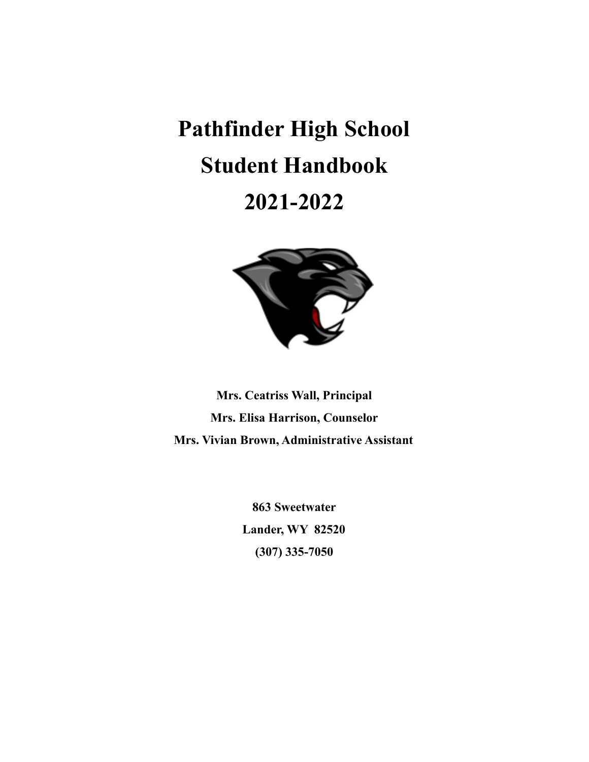# Pathfinder High School
# Student Handbook
# 2021-2022

**Mrs. Ceatriss Wall, Principal**
**Mrs. Elisa Harrison, Counselor**
**Mrs. Vivian Brown, Administrative Assistant**

**863 Sweetwater**
**Lander, WY  82520**
**(307) 335-7050**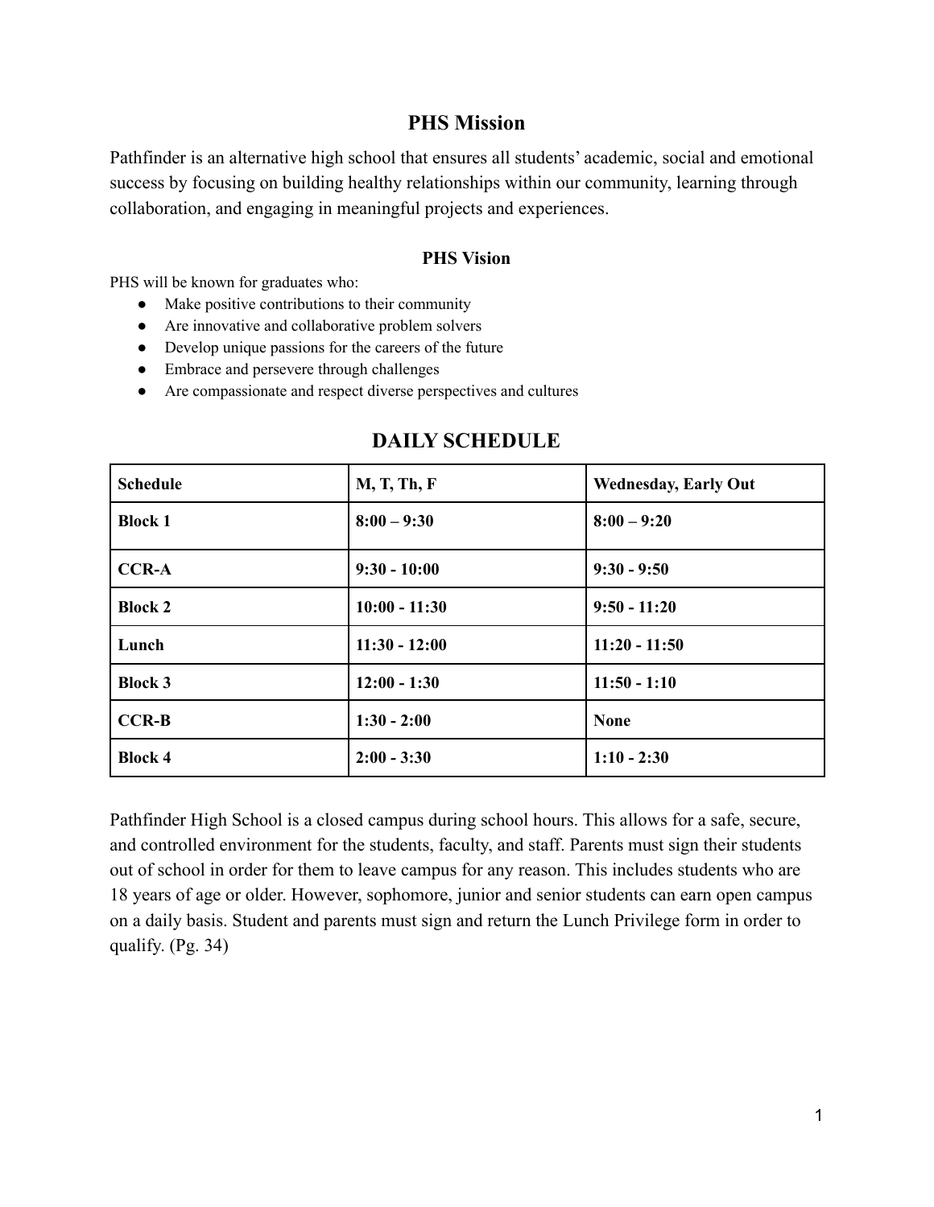## PHS Mission

Pathfinder is an alternative high school that ensures all students' academic, social and emotional success by focusing on building healthy relationships within our community, learning through collaboration, and engaging in meaningful projects and experiences.

### PHS Vision

PHS will be known for graduates who:

- Make positive contributions to their community
- Are innovative and collaborative problem solvers
- Develop unique passions for the careers of the future
- Embrace and persevere through challenges
- Are compassionate and respect diverse perspectives and cultures

## DAILY SCHEDULE

| Schedule | M, T, Th, F | Wednesday, Early Out |
|---|---|---|
| **Block 1** | **8:00 – 9:30** | **8:00 – 9:20** |
| **CCR-A** | **9:30 - 10:00** | **9:30 - 9:50** |
| **Block 2** | **10:00 - 11:30** | **9:50 - 11:20** |
| **Lunch** | **11:30 - 12:00** | **11:20 - 11:50** |
| **Block 3** | **12:00 - 1:30** | **11:50 - 1:10** |
| **CCR-B** | **1:30 - 2:00** | **None** |
| **Block 4** | **2:00 - 3:30** | **1:10 - 2:30** |

Pathfinder High School is a closed campus during school hours. This allows for a safe, secure, and controlled environment for the students, faculty, and staff. Parents must sign their students out of school in order for them to leave campus for any reason. This includes students who are 18 years of age or older. However, sophomore, junior and senior students can earn open campus on a daily basis. Student and parents must sign and return the Lunch Privilege form in order to qualify. (Pg. 34)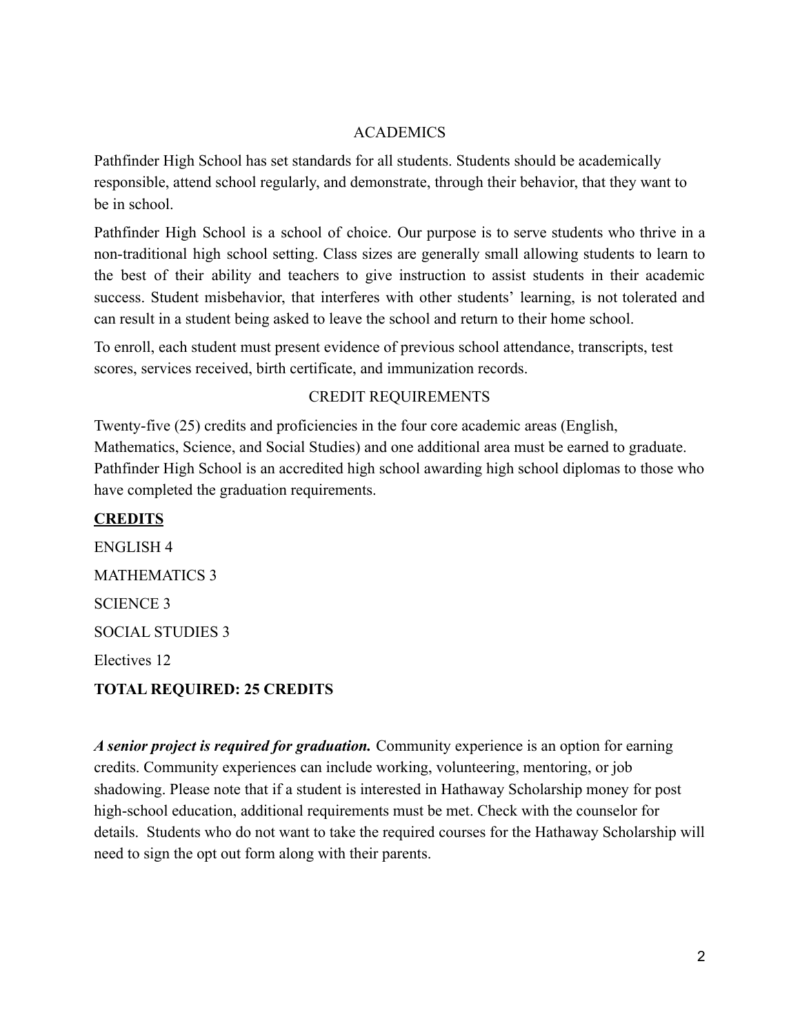## ACADEMICS

Pathfinder High School has set standards for all students. Students should be academically responsible, attend school regularly, and demonstrate, through their behavior, that they want to be in school.

Pathfinder High School is a school of choice. Our purpose is to serve students who thrive in a non-traditional high school setting. Class sizes are generally small allowing students to learn to the best of their ability and teachers to give instruction to assist students in their academic success. Student misbehavior, that interferes with other students' learning, is not tolerated and can result in a student being asked to leave the school and return to their home school.

To enroll, each student must present evidence of previous school attendance, transcripts, test scores, services received, birth certificate, and immunization records.

## CREDIT REQUIREMENTS

Twenty-five (25) credits and proficiencies in the four core academic areas (English, Mathematics, Science, and Social Studies) and one additional area must be earned to graduate. Pathfinder High School is an accredited high school awarding high school diplomas to those who have completed the graduation requirements.

**CREDITS**

ENGLISH 4

MATHEMATICS 3

SCIENCE 3

SOCIAL STUDIES 3

Electives 12

**TOTAL REQUIRED: 25 CREDITS**

***A senior project is required for graduation.*** Community experience is an option for earning credits. Community experiences can include working, volunteering, mentoring, or job shadowing. Please note that if a student is interested in Hathaway Scholarship money for post high-school education, additional requirements must be met. Check with the counselor for details. Students who do not want to take the required courses for the Hathaway Scholarship will need to sign the opt out form along with their parents.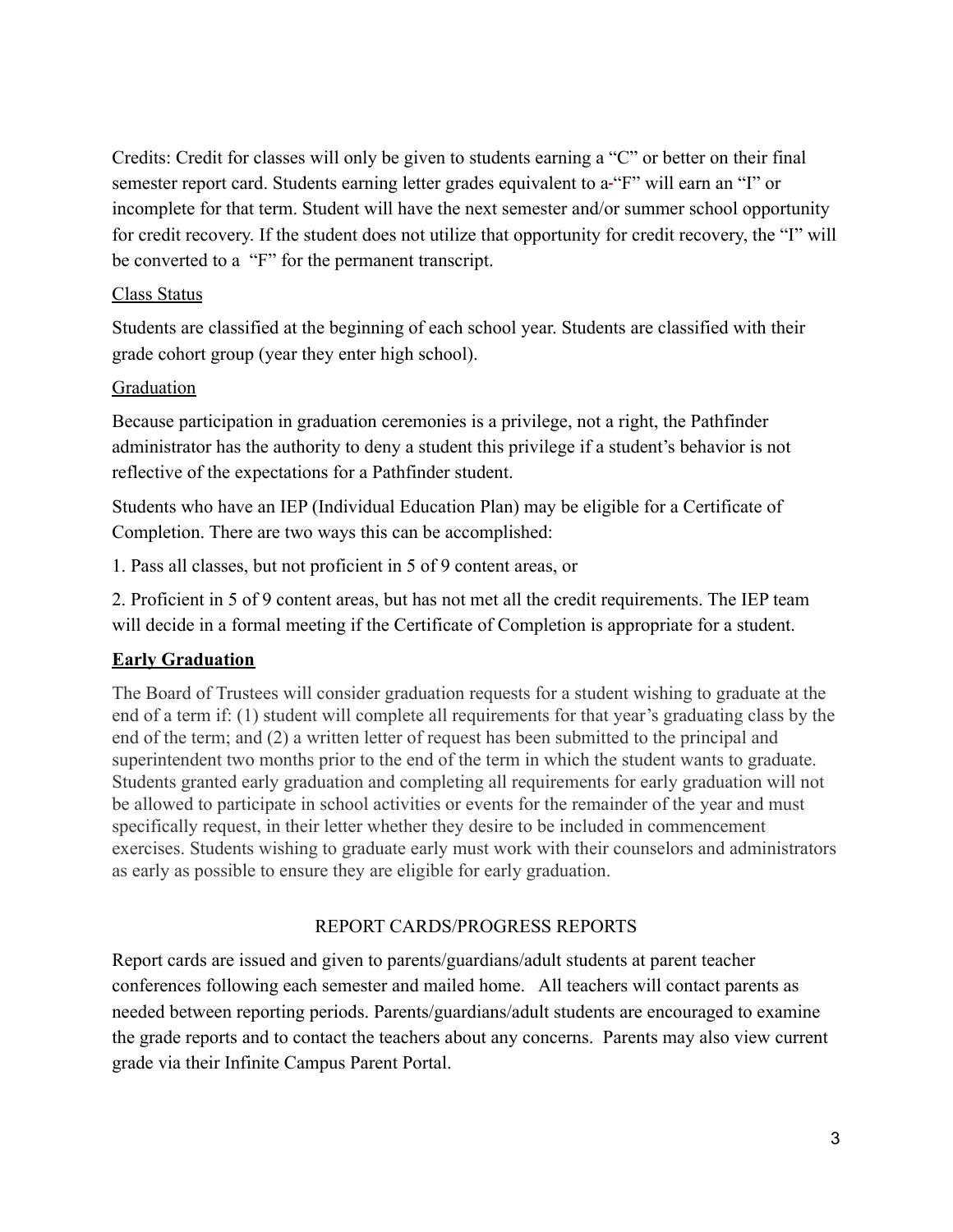Credits: Credit for classes will only be given to students earning a "C" or better on their final semester report card. Students earning letter grades equivalent to a-"F" will earn an "I" or incomplete for that term. Student will have the next semester and/or summer school opportunity for credit recovery. If the student does not utilize that opportunity for credit recovery, the "I" will be converted to a "F" for the permanent transcript.

<u>Class Status</u>

Students are classified at the beginning of each school year. Students are classified with their grade cohort group (year they enter high school).

<u>Graduation</u>

Because participation in graduation ceremonies is a privilege, not a right, the Pathfinder administrator has the authority to deny a student this privilege if a student's behavior is not reflective of the expectations for a Pathfinder student.

Students who have an IEP (Individual Education Plan) may be eligible for a Certificate of Completion. There are two ways this can be accomplished:

1. Pass all classes, but not proficient in 5 of 9 content areas, or

2. Proficient in 5 of 9 content areas, but has not met all the credit requirements. The IEP team will decide in a formal meeting if the Certificate of Completion is appropriate for a student.

**<u>Early Graduation</u>**

The Board of Trustees will consider graduation requests for a student wishing to graduate at the end of a term if: (1) student will complete all requirements for that year's graduating class by the end of the term; and (2) a written letter of request has been submitted to the principal and superintendent two months prior to the end of the term in which the student wants to graduate. Students granted early graduation and completing all requirements for early graduation will not be allowed to participate in school activities or events for the remainder of the year and must specifically request, in their letter whether they desire to be included in commencement exercises. Students wishing to graduate early must work with their counselors and administrators as early as possible to ensure they are eligible for early graduation.

## REPORT CARDS/PROGRESS REPORTS

Report cards are issued and given to parents/guardians/adult students at parent teacher conferences following each semester and mailed home. All teachers will contact parents as needed between reporting periods. Parents/guardians/adult students are encouraged to examine the grade reports and to contact the teachers about any concerns. Parents may also view current grade via their Infinite Campus Parent Portal.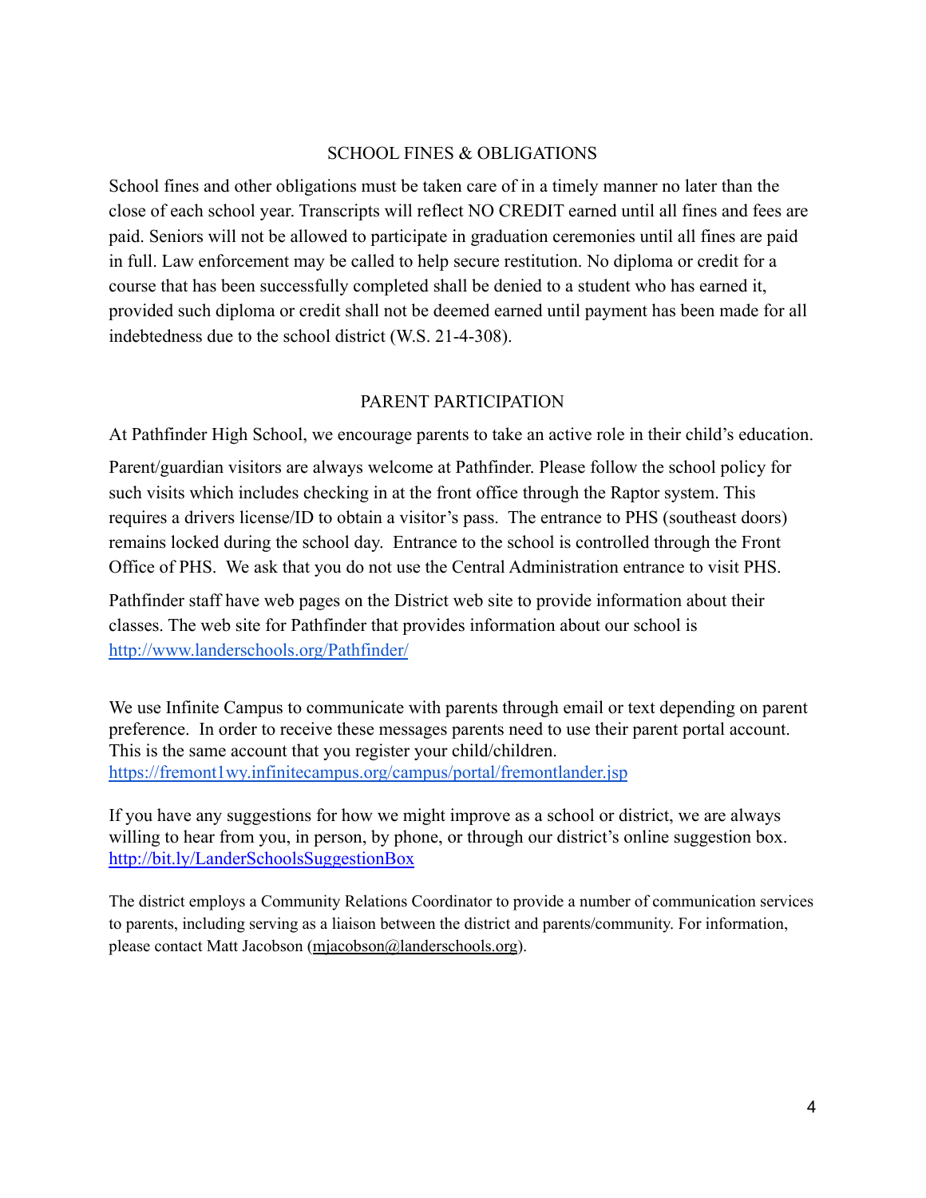## SCHOOL FINES & OBLIGATIONS

School fines and other obligations must be taken care of in a timely manner no later than the close of each school year. Transcripts will reflect NO CREDIT earned until all fines and fees are paid. Seniors will not be allowed to participate in graduation ceremonies until all fines are paid in full. Law enforcement may be called to help secure restitution. No diploma or credit for a course that has been successfully completed shall be denied to a student who has earned it, provided such diploma or credit shall not be deemed earned until payment has been made for all indebtedness due to the school district (W.S. 21-4-308).

## PARENT PARTICIPATION

At Pathfinder High School, we encourage parents to take an active role in their child's education.

Parent/guardian visitors are always welcome at Pathfinder. Please follow the school policy for such visits which includes checking in at the front office through the Raptor system. This requires a drivers license/ID to obtain a visitor's pass. The entrance to PHS (southeast doors) remains locked during the school day. Entrance to the school is controlled through the Front Office of PHS. We ask that you do not use the Central Administration entrance to visit PHS.

Pathfinder staff have web pages on the District web site to provide information about their classes. The web site for Pathfinder that provides information about our school is http://www.landerschools.org/Pathfinder/

We use Infinite Campus to communicate with parents through email or text depending on parent preference. In order to receive these messages parents need to use their parent portal account. This is the same account that you register your child/children. https://fremont1wy.infinitecampus.org/campus/portal/fremontlander.jsp

If you have any suggestions for how we might improve as a school or district, we are always willing to hear from you, in person, by phone, or through our district's online suggestion box. http://bit.ly/LanderSchoolsSuggestionBox

The district employs a Community Relations Coordinator to provide a number of communication services to parents, including serving as a liaison between the district and parents/community. For information, please contact Matt Jacobson (mjacobson@landerschools.org).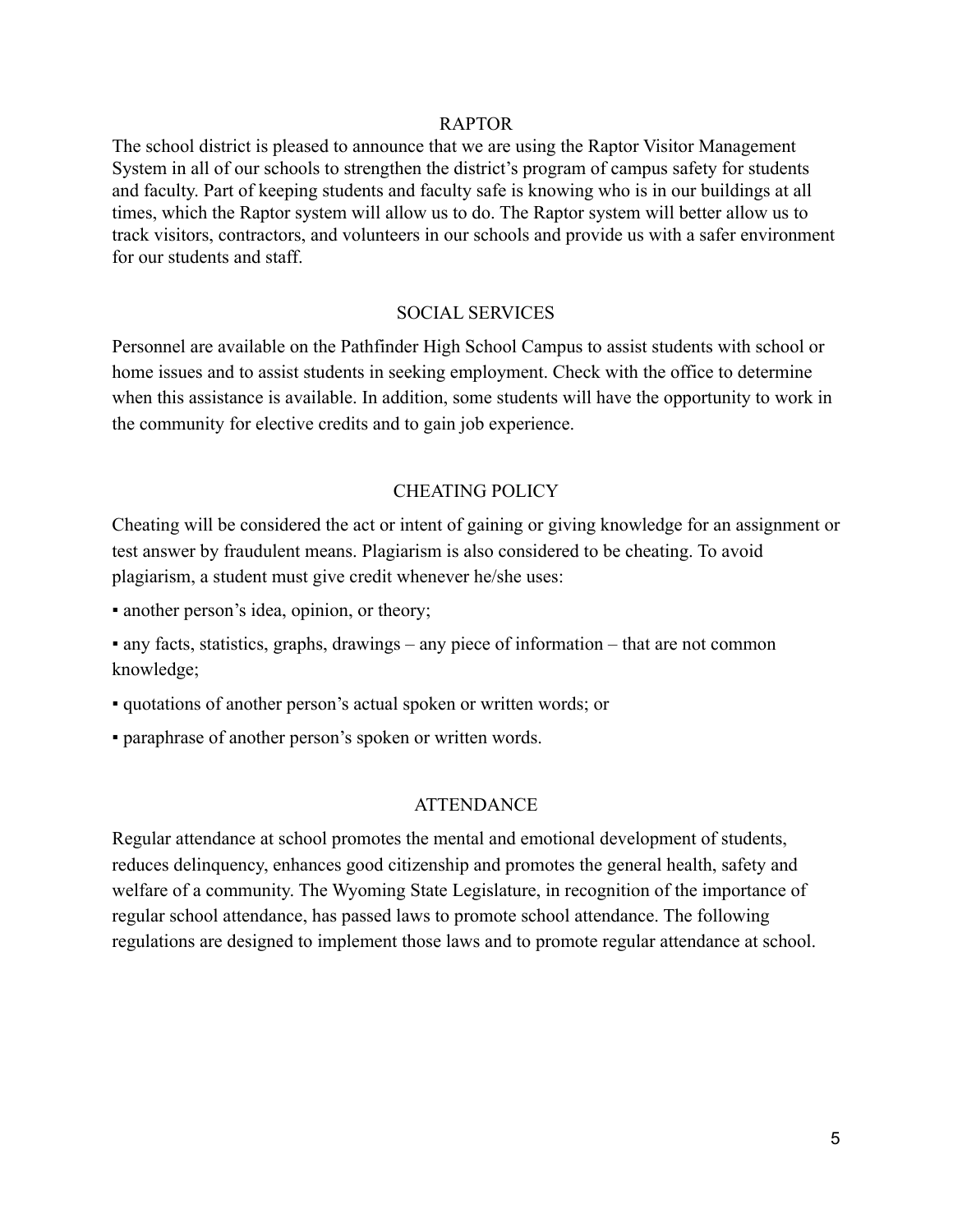## RAPTOR

The school district is pleased to announce that we are using the Raptor Visitor Management System in all of our schools to strengthen the district's program of campus safety for students and faculty. Part of keeping students and faculty safe is knowing who is in our buildings at all times, which the Raptor system will allow us to do. The Raptor system will better allow us to track visitors, contractors, and volunteers in our schools and provide us with a safer environment for our students and staff.

## SOCIAL SERVICES

Personnel are available on the Pathfinder High School Campus to assist students with school or home issues and to assist students in seeking employment. Check with the office to determine when this assistance is available. In addition, some students will have the opportunity to work in the community for elective credits and to gain job experience.

## CHEATING POLICY

Cheating will be considered the act or intent of gaining or giving knowledge for an assignment or test answer by fraudulent means. Plagiarism is also considered to be cheating. To avoid plagiarism, a student must give credit whenever he/she uses:

- another person's idea, opinion, or theory;
- any facts, statistics, graphs, drawings – any piece of information – that are not common knowledge;
- quotations of another person's actual spoken or written words; or
- paraphrase of another person's spoken or written words.

## ATTENDANCE

Regular attendance at school promotes the mental and emotional development of students, reduces delinquency, enhances good citizenship and promotes the general health, safety and welfare of a community. The Wyoming State Legislature, in recognition of the importance of regular school attendance, has passed laws to promote school attendance. The following regulations are designed to implement those laws and to promote regular attendance at school.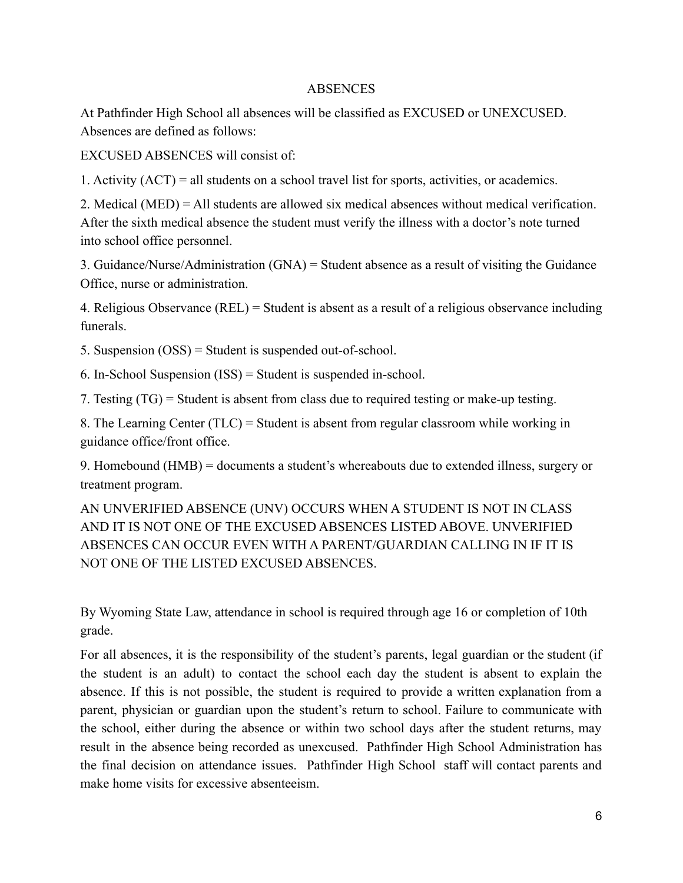## ABSENCES

At Pathfinder High School all absences will be classified as EXCUSED or UNEXCUSED. Absences are defined as follows:

EXCUSED ABSENCES will consist of:

1. Activity (ACT) = all students on a school travel list for sports, activities, or academics.
2. Medical (MED) = All students are allowed six medical absences without medical verification. After the sixth medical absence the student must verify the illness with a doctor's note turned into school office personnel.
3. Guidance/Nurse/Administration (GNA) = Student absence as a result of visiting the Guidance Office, nurse or administration.
4. Religious Observance (REL) = Student is absent as a result of a religious observance including funerals.
5. Suspension (OSS) = Student is suspended out-of-school.
6. In-School Suspension (ISS) = Student is suspended in-school.
7. Testing (TG) = Student is absent from class due to required testing or make-up testing.
8. The Learning Center (TLC) = Student is absent from regular classroom while working in guidance office/front office.
9. Homebound (HMB) = documents a student's whereabouts due to extended illness, surgery or treatment program.

AN UNVERIFIED ABSENCE (UNV) OCCURS WHEN A STUDENT IS NOT IN CLASS AND IT IS NOT ONE OF THE EXCUSED ABSENCES LISTED ABOVE. UNVERIFIED ABSENCES CAN OCCUR EVEN WITH A PARENT/GUARDIAN CALLING IN IF IT IS NOT ONE OF THE LISTED EXCUSED ABSENCES.

By Wyoming State Law, attendance in school is required through age 16 or completion of 10th grade.

For all absences, it is the responsibility of the student's parents, legal guardian or the student (if the student is an adult) to contact the school each day the student is absent to explain the absence. If this is not possible, the student is required to provide a written explanation from a parent, physician or guardian upon the student's return to school. Failure to communicate with the school, either during the absence or within two school days after the student returns, may result in the absence being recorded as unexcused. Pathfinder High School Administration has the final decision on attendance issues. Pathfinder High School staff will contact parents and make home visits for excessive absenteeism.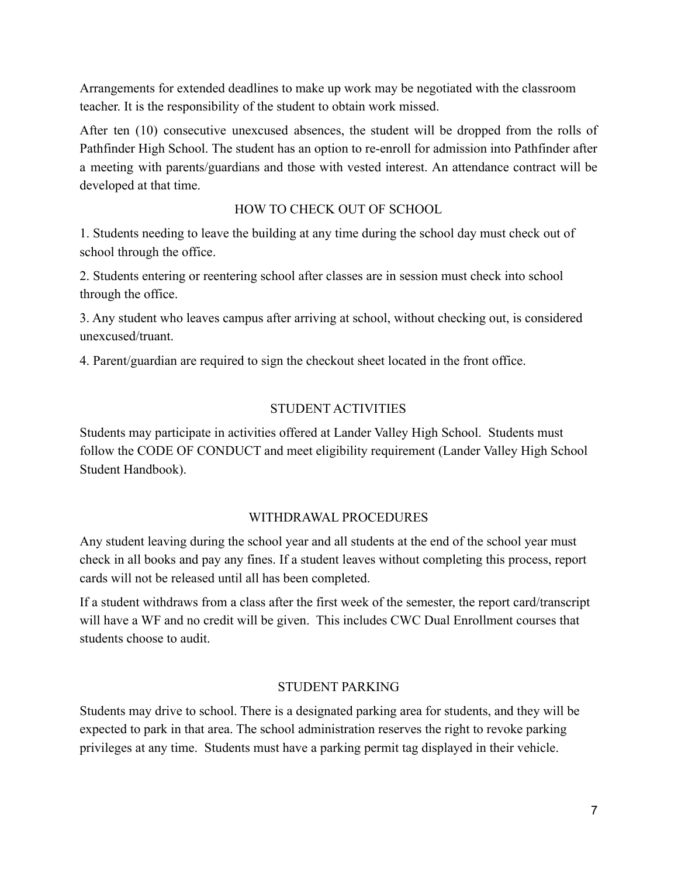Arrangements for extended deadlines to make up work may be negotiated with the classroom teacher. It is the responsibility of the student to obtain work missed.

After ten (10) consecutive unexcused absences, the student will be dropped from the rolls of Pathfinder High School. The student has an option to re-enroll for admission into Pathfinder after a meeting with parents/guardians and those with vested interest. An attendance contract will be developed at that time.

## HOW TO CHECK OUT OF SCHOOL

1. Students needing to leave the building at any time during the school day must check out of school through the office.

2. Students entering or reentering school after classes are in session must check into school through the office.

3. Any student who leaves campus after arriving at school, without checking out, is considered unexcused/truant.

4. Parent/guardian are required to sign the checkout sheet located in the front office.

## STUDENT ACTIVITIES

Students may participate in activities offered at Lander Valley High School. Students must follow the CODE OF CONDUCT and meet eligibility requirement (Lander Valley High School Student Handbook).

## WITHDRAWAL PROCEDURES

Any student leaving during the school year and all students at the end of the school year must check in all books and pay any fines. If a student leaves without completing this process, report cards will not be released until all has been completed.

If a student withdraws from a class after the first week of the semester, the report card/transcript will have a WF and no credit will be given. This includes CWC Dual Enrollment courses that students choose to audit.

## STUDENT PARKING

Students may drive to school. There is a designated parking area for students, and they will be expected to park in that area. The school administration reserves the right to revoke parking privileges at any time. Students must have a parking permit tag displayed in their vehicle.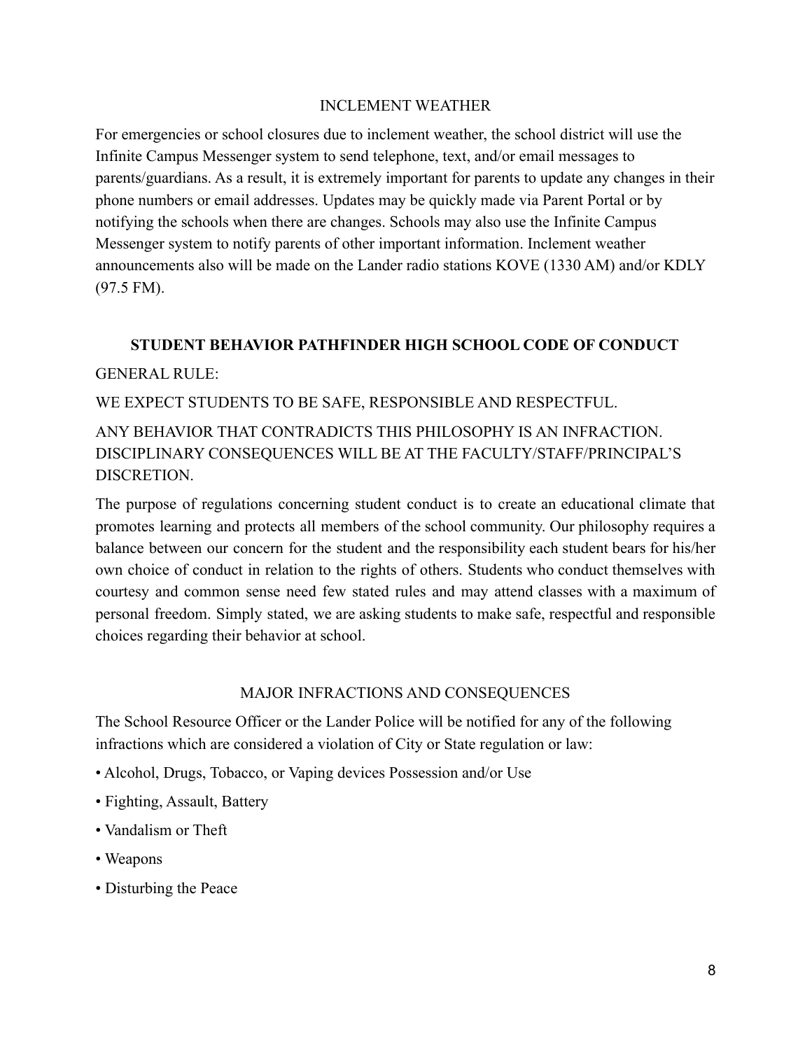## INCLEMENT WEATHER

For emergencies or school closures due to inclement weather, the school district will use the Infinite Campus Messenger system to send telephone, text, and/or email messages to parents/guardians. As a result, it is extremely important for parents to update any changes in their phone numbers or email addresses. Updates may be quickly made via Parent Portal or by notifying the schools when there are changes. Schools may also use the Infinite Campus Messenger system to notify parents of other important information. Inclement weather announcements also will be made on the Lander radio stations KOVE (1330 AM) and/or KDLY (97.5 FM).

## STUDENT BEHAVIOR PATHFINDER HIGH SCHOOL CODE OF CONDUCT

GENERAL RULE:

WE EXPECT STUDENTS TO BE SAFE, RESPONSIBLE AND RESPECTFUL.

ANY BEHAVIOR THAT CONTRADICTS THIS PHILOSOPHY IS AN INFRACTION. DISCIPLINARY CONSEQUENCES WILL BE AT THE FACULTY/STAFF/PRINCIPAL'S DISCRETION.

The purpose of regulations concerning student conduct is to create an educational climate that promotes learning and protects all members of the school community. Our philosophy requires a balance between our concern for the student and the responsibility each student bears for his/her own choice of conduct in relation to the rights of others. Students who conduct themselves with courtesy and common sense need few stated rules and may attend classes with a maximum of personal freedom. Simply stated, we are asking students to make safe, respectful and responsible choices regarding their behavior at school.

## MAJOR INFRACTIONS AND CONSEQUENCES

The School Resource Officer or the Lander Police will be notified for any of the following infractions which are considered a violation of City or State regulation or law:

- Alcohol, Drugs, Tobacco, or Vaping devices Possession and/or Use
- Fighting, Assault, Battery
- Vandalism or Theft
- Weapons
- Disturbing the Peace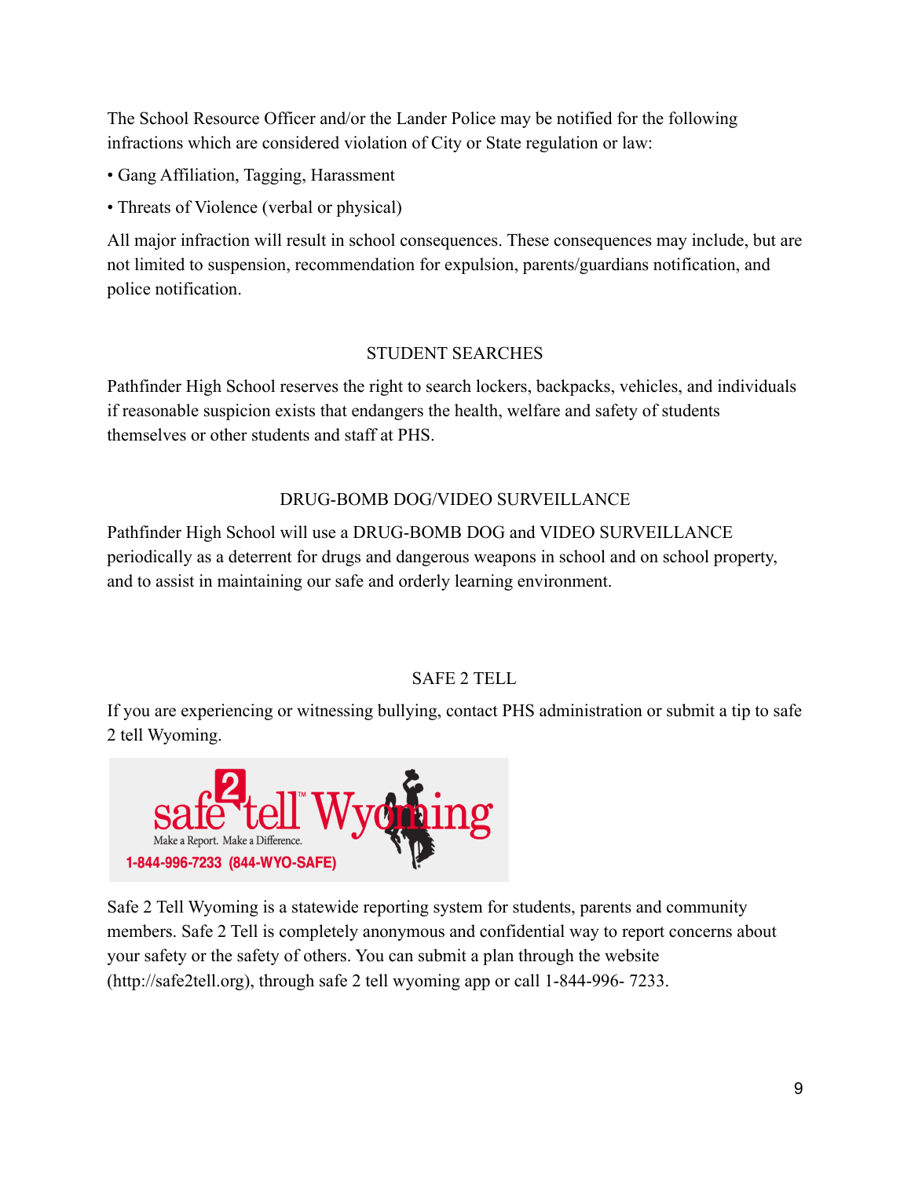The School Resource Officer and/or the Lander Police may be notified for the following infractions which are considered violation of City or State regulation or law:

- Gang Affiliation, Tagging, Harassment
- Threats of Violence (verbal or physical)

All major infraction will result in school consequences. These consequences may include, but are not limited to suspension, recommendation for expulsion, parents/guardians notification, and police notification.

## STUDENT SEARCHES

Pathfinder High School reserves the right to search lockers, backpacks, vehicles, and individuals if reasonable suspicion exists that endangers the health, welfare and safety of students themselves or other students and staff at PHS.

## DRUG-BOMB DOG/VIDEO SURVEILLANCE

Pathfinder High School will use a DRUG-BOMB DOG and VIDEO SURVEILLANCE periodically as a deterrent for drugs and dangerous weapons in school and on school property, and to assist in maintaining our safe and orderly learning environment.

## SAFE 2 TELL

If you are experiencing or witnessing bullying, contact PHS administration or submit a tip to safe 2 tell Wyoming.

safe 2 tell™ Wyoming
Make a Report. Make a Difference.
1-844-996-7233 (844-WYO-SAFE)

Safe 2 Tell Wyoming is a statewide reporting system for students, parents and community members. Safe 2 Tell is completely anonymous and confidential way to report concerns about your safety or the safety of others. You can submit a plan through the website (http://safe2tell.org), through safe 2 tell wyoming app or call 1-844-996- 7233.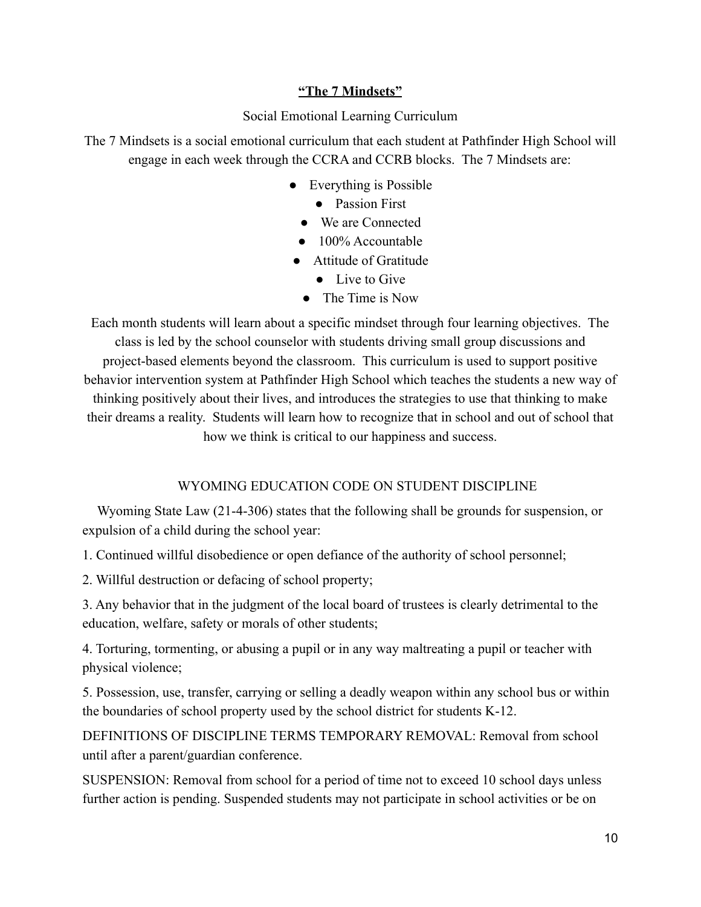## **"The 7 Mindsets"**

Social Emotional Learning Curriculum

The 7 Mindsets is a social emotional curriculum that each student at Pathfinder High School will engage in each week through the CCRA and CCRB blocks. The 7 Mindsets are:

- Everything is Possible
- Passion First
- We are Connected
- 100% Accountable
- Attitude of Gratitude
- Live to Give
- The Time is Now

Each month students will learn about a specific mindset through four learning objectives. The class is led by the school counselor with students driving small group discussions and project-based elements beyond the classroom. This curriculum is used to support positive behavior intervention system at Pathfinder High School which teaches the students a new way of thinking positively about their lives, and introduces the strategies to use that thinking to make their dreams a reality. Students will learn how to recognize that in school and out of school that how we think is critical to our happiness and success.

## WYOMING EDUCATION CODE ON STUDENT DISCIPLINE

Wyoming State Law (21-4-306) states that the following shall be grounds for suspension, or expulsion of a child during the school year:

1. Continued willful disobedience or open defiance of the authority of school personnel;

2. Willful destruction or defacing of school property;

3. Any behavior that in the judgment of the local board of trustees is clearly detrimental to the education, welfare, safety or morals of other students;

4. Torturing, tormenting, or abusing a pupil or in any way maltreating a pupil or teacher with physical violence;

5. Possession, use, transfer, carrying or selling a deadly weapon within any school bus or within the boundaries of school property used by the school district for students K-12.

DEFINITIONS OF DISCIPLINE TERMS TEMPORARY REMOVAL: Removal from school until after a parent/guardian conference.

SUSPENSION: Removal from school for a period of time not to exceed 10 school days unless further action is pending. Suspended students may not participate in school activities or be on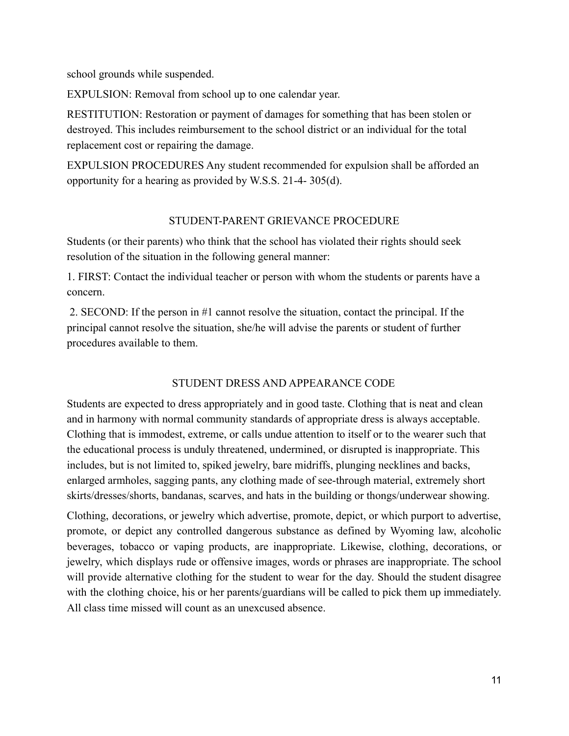school grounds while suspended.

EXPULSION: Removal from school up to one calendar year.

RESTITUTION: Restoration or payment of damages for something that has been stolen or destroyed. This includes reimbursement to the school district or an individual for the total replacement cost or repairing the damage.

EXPULSION PROCEDURES Any student recommended for expulsion shall be afforded an opportunity for a hearing as provided by W.S.S. 21-4- 305(d).

## STUDENT-PARENT GRIEVANCE PROCEDURE

Students (or their parents) who think that the school has violated their rights should seek resolution of the situation in the following general manner:

1. FIRST: Contact the individual teacher or person with whom the students or parents have a concern.
2. SECOND: If the person in #1 cannot resolve the situation, contact the principal. If the principal cannot resolve the situation, she/he will advise the parents or student of further procedures available to them.

## STUDENT DRESS AND APPEARANCE CODE

Students are expected to dress appropriately and in good taste. Clothing that is neat and clean and in harmony with normal community standards of appropriate dress is always acceptable. Clothing that is immodest, extreme, or calls undue attention to itself or to the wearer such that the educational process is unduly threatened, undermined, or disrupted is inappropriate. This includes, but is not limited to, spiked jewelry, bare midriffs, plunging necklines and backs, enlarged armholes, sagging pants, any clothing made of see-through material, extremely short skirts/dresses/shorts, bandanas, scarves, and hats in the building or thongs/underwear showing.

Clothing, decorations, or jewelry which advertise, promote, depict, or which purport to advertise, promote, or depict any controlled dangerous substance as defined by Wyoming law, alcoholic beverages, tobacco or vaping products, are inappropriate. Likewise, clothing, decorations, or jewelry, which displays rude or offensive images, words or phrases are inappropriate. The school will provide alternative clothing for the student to wear for the day. Should the student disagree with the clothing choice, his or her parents/guardians will be called to pick them up immediately. All class time missed will count as an unexcused absence.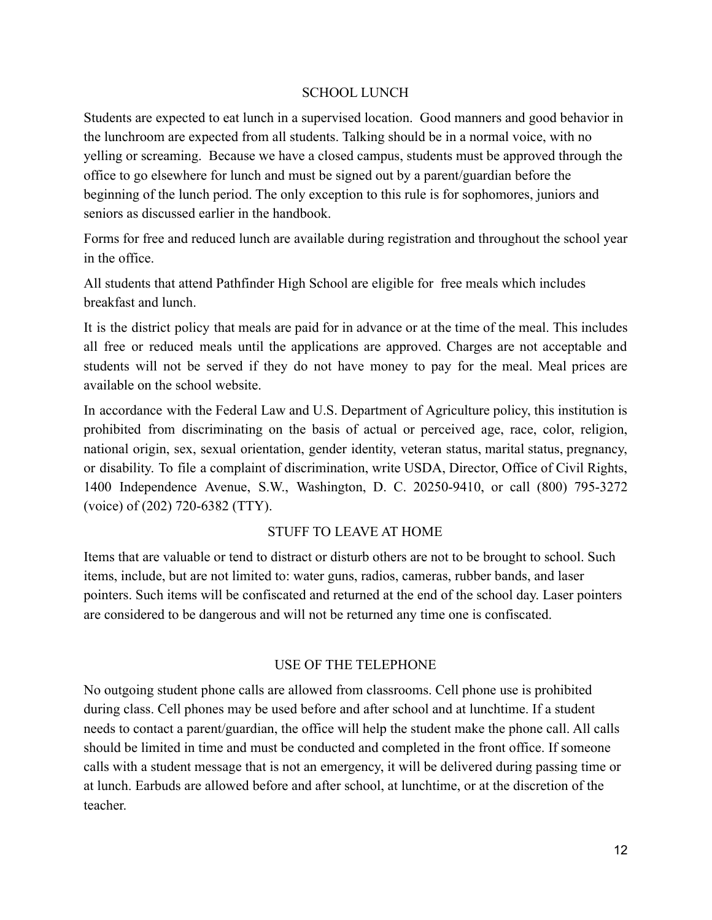## SCHOOL LUNCH

Students are expected to eat lunch in a supervised location. Good manners and good behavior in the lunchroom are expected from all students. Talking should be in a normal voice, with no yelling or screaming. Because we have a closed campus, students must be approved through the office to go elsewhere for lunch and must be signed out by a parent/guardian before the beginning of the lunch period. The only exception to this rule is for sophomores, juniors and seniors as discussed earlier in the handbook.

Forms for free and reduced lunch are available during registration and throughout the school year in the office.

All students that attend Pathfinder High School are eligible for free meals which includes breakfast and lunch.

It is the district policy that meals are paid for in advance or at the time of the meal. This includes all free or reduced meals until the applications are approved. Charges are not acceptable and students will not be served if they do not have money to pay for the meal. Meal prices are available on the school website.

In accordance with the Federal Law and U.S. Department of Agriculture policy, this institution is prohibited from discriminating on the basis of actual or perceived age, race, color, religion, national origin, sex, sexual orientation, gender identity, veteran status, marital status, pregnancy, or disability. To file a complaint of discrimination, write USDA, Director, Office of Civil Rights, 1400 Independence Avenue, S.W., Washington, D. C. 20250-9410, or call (800) 795-3272 (voice) of (202) 720-6382 (TTY).

## STUFF TO LEAVE AT HOME

Items that are valuable or tend to distract or disturb others are not to be brought to school. Such items, include, but are not limited to: water guns, radios, cameras, rubber bands, and laser pointers. Such items will be confiscated and returned at the end of the school day. Laser pointers are considered to be dangerous and will not be returned any time one is confiscated.

## USE OF THE TELEPHONE

No outgoing student phone calls are allowed from classrooms. Cell phone use is prohibited during class. Cell phones may be used before and after school and at lunchtime. If a student needs to contact a parent/guardian, the office will help the student make the phone call. All calls should be limited in time and must be conducted and completed in the front office. If someone calls with a student message that is not an emergency, it will be delivered during passing time or at lunch. Earbuds are allowed before and after school, at lunchtime, or at the discretion of the teacher.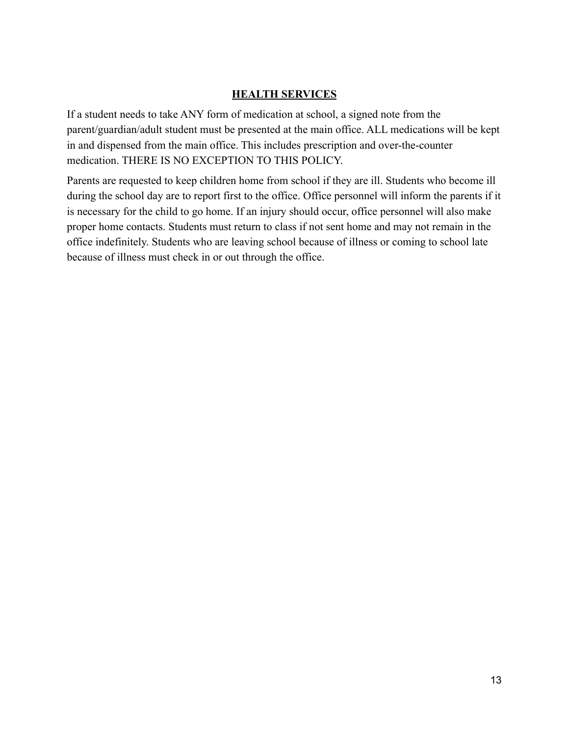## HEALTH SERVICES

If a student needs to take ANY form of medication at school, a signed note from the parent/guardian/adult student must be presented at the main office. ALL medications will be kept in and dispensed from the main office. This includes prescription and over-the-counter medication. THERE IS NO EXCEPTION TO THIS POLICY.

Parents are requested to keep children home from school if they are ill. Students who become ill during the school day are to report first to the office. Office personnel will inform the parents if it is necessary for the child to go home. If an injury should occur, office personnel will also make proper home contacts. Students must return to class if not sent home and may not remain in the office indefinitely. Students who are leaving school because of illness or coming to school late because of illness must check in or out through the office.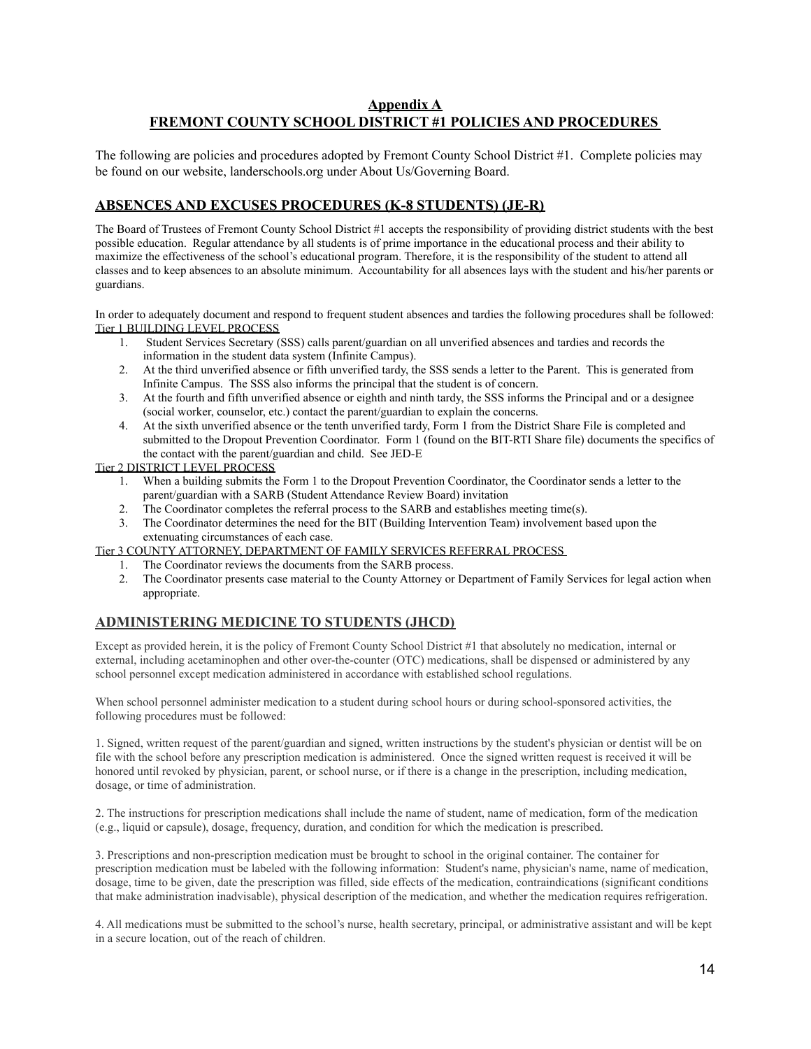# Appendix A
# FREMONT COUNTY SCHOOL DISTRICT #1 POLICIES AND PROCEDURES

The following are policies and procedures adopted by Fremont County School District #1. Complete policies may be found on our website, landerschools.org under About Us/Governing Board.

## ABSENCES AND EXCUSES PROCEDURES (K-8 STUDENTS) (JE-R)

The Board of Trustees of Fremont County School District #1 accepts the responsibility of providing district students with the best possible education. Regular attendance by all students is of prime importance in the educational process and their ability to maximize the effectiveness of the school's educational program. Therefore, it is the responsibility of the student to attend all classes and to keep absences to an absolute minimum. Accountability for all absences lays with the student and his/her parents or guardians.

In order to adequately document and respond to frequent student absences and tardies the following procedures shall be followed:

Tier 1 BUILDING LEVEL PROCESS

1. Student Services Secretary (SSS) calls parent/guardian on all unverified absences and tardies and records the information in the student data system (Infinite Campus).
2. At the third unverified absence or fifth unverified tardy, the SSS sends a letter to the Parent. This is generated from Infinite Campus. The SSS also informs the principal that the student is of concern.
3. At the fourth and fifth unverified absence or eighth and ninth tardy, the SSS informs the Principal and or a designee (social worker, counselor, etc.) contact the parent/guardian to explain the concerns.
4. At the sixth unverified absence or the tenth unverified tardy, Form 1 from the District Share File is completed and submitted to the Dropout Prevention Coordinator. Form 1 (found on the BIT-RTI Share file) documents the specifics of the contact with the parent/guardian and child. See JED-E

Tier 2 DISTRICT LEVEL PROCESS

1. When a building submits the Form 1 to the Dropout Prevention Coordinator, the Coordinator sends a letter to the parent/guardian with a SARB (Student Attendance Review Board) invitation
2. The Coordinator completes the referral process to the SARB and establishes meeting time(s).
3. The Coordinator determines the need for the BIT (Building Intervention Team) involvement based upon the extenuating circumstances of each case.

Tier 3 COUNTY ATTORNEY, DEPARTMENT OF FAMILY SERVICES REFERRAL PROCESS

1. The Coordinator reviews the documents from the SARB process.
2. The Coordinator presents case material to the County Attorney or Department of Family Services for legal action when appropriate.

## ADMINISTERING MEDICINE TO STUDENTS (JHCD)

Except as provided herein, it is the policy of Fremont County School District #1 that absolutely no medication, internal or external, including acetaminophen and other over-the-counter (OTC) medications, shall be dispensed or administered by any school personnel except medication administered in accordance with established school regulations.

When school personnel administer medication to a student during school hours or during school-sponsored activities, the following procedures must be followed:

1. Signed, written request of the parent/guardian and signed, written instructions by the student's physician or dentist will be on file with the school before any prescription medication is administered. Once the signed written request is received it will be honored until revoked by physician, parent, or school nurse, or if there is a change in the prescription, including medication, dosage, or time of administration.

2. The instructions for prescription medications shall include the name of student, name of medication, form of the medication (e.g., liquid or capsule), dosage, frequency, duration, and condition for which the medication is prescribed.

3. Prescriptions and non-prescription medication must be brought to school in the original container. The container for prescription medication must be labeled with the following information: Student's name, physician's name, name of medication, dosage, time to be given, date the prescription was filled, side effects of the medication, contraindications (significant conditions that make administration inadvisable), physical description of the medication, and whether the medication requires refrigeration.

4. All medications must be submitted to the school's nurse, health secretary, principal, or administrative assistant and will be kept in a secure location, out of the reach of children.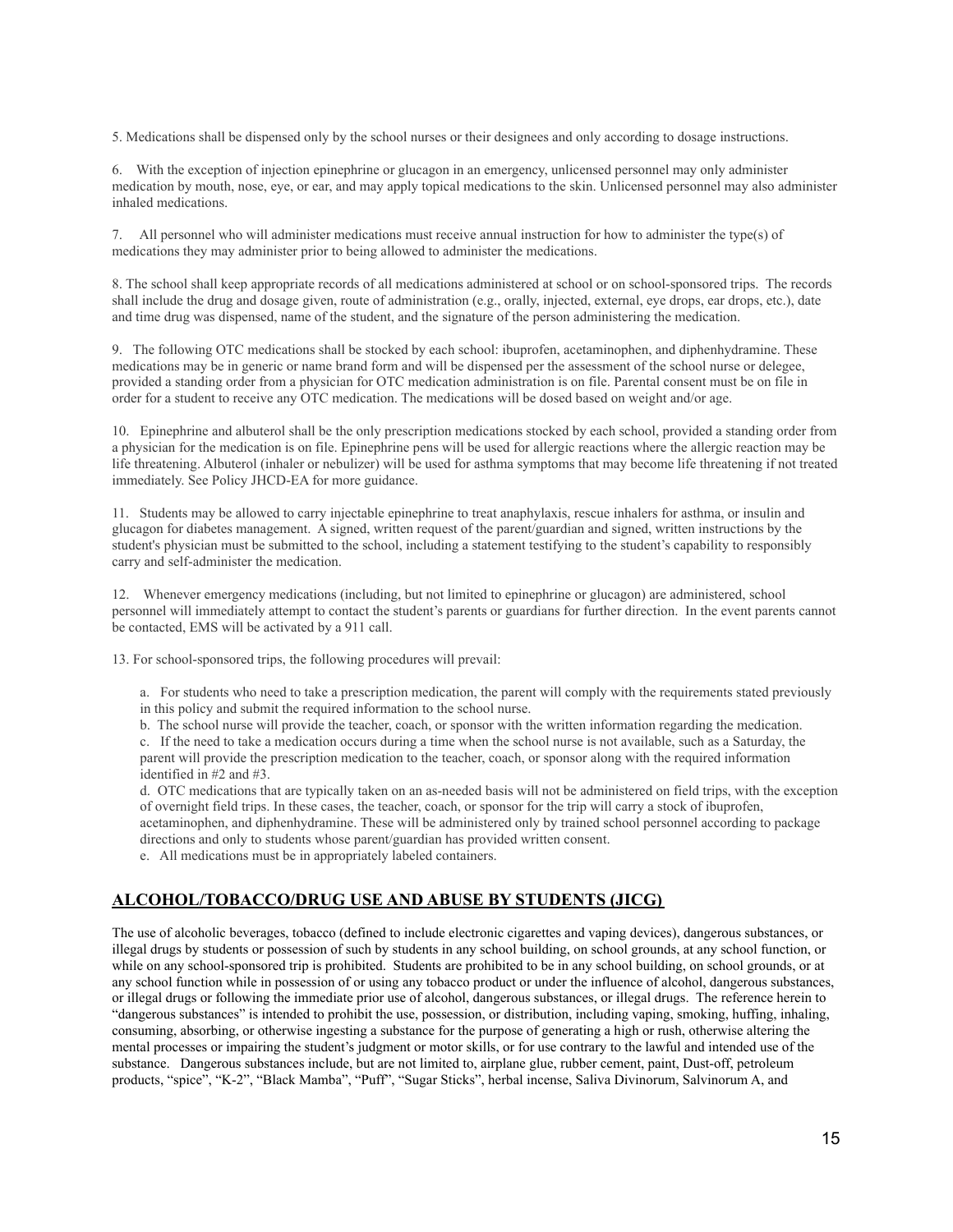5. Medications shall be dispensed only by the school nurses or their designees and only according to dosage instructions.

6. With the exception of injection epinephrine or glucagon in an emergency, unlicensed personnel may only administer medication by mouth, nose, eye, or ear, and may apply topical medications to the skin. Unlicensed personnel may also administer inhaled medications.

7. All personnel who will administer medications must receive annual instruction for how to administer the type(s) of medications they may administer prior to being allowed to administer the medications.

8. The school shall keep appropriate records of all medications administered at school or on school-sponsored trips. The records shall include the drug and dosage given, route of administration (e.g., orally, injected, external, eye drops, ear drops, etc.), date and time drug was dispensed, name of the student, and the signature of the person administering the medication.

9. The following OTC medications shall be stocked by each school: ibuprofen, acetaminophen, and diphenhydramine. These medications may be in generic or name brand form and will be dispensed per the assessment of the school nurse or delegee, provided a standing order from a physician for OTC medication administration is on file. Parental consent must be on file in order for a student to receive any OTC medication. The medications will be dosed based on weight and/or age.

10. Epinephrine and albuterol shall be the only prescription medications stocked by each school, provided a standing order from a physician for the medication is on file. Epinephrine pens will be used for allergic reactions where the allergic reaction may be life threatening. Albuterol (inhaler or nebulizer) will be used for asthma symptoms that may become life threatening if not treated immediately. See Policy JHCD-EA for more guidance.

11. Students may be allowed to carry injectable epinephrine to treat anaphylaxis, rescue inhalers for asthma, or insulin and glucagon for diabetes management. A signed, written request of the parent/guardian and signed, written instructions by the student's physician must be submitted to the school, including a statement testifying to the student's capability to responsibly carry and self-administer the medication.

12. Whenever emergency medications (including, but not limited to epinephrine or glucagon) are administered, school personnel will immediately attempt to contact the student's parents or guardians for further direction. In the event parents cannot be contacted, EMS will be activated by a 911 call.

13. For school-sponsored trips, the following procedures will prevail:

a. For students who need to take a prescription medication, the parent will comply with the requirements stated previously in this policy and submit the required information to the school nurse.

b. The school nurse will provide the teacher, coach, or sponsor with the written information regarding the medication.

c. If the need to take a medication occurs during a time when the school nurse is not available, such as a Saturday, the parent will provide the prescription medication to the teacher, coach, or sponsor along with the required information identified in #2 and #3.

d. OTC medications that are typically taken on an as-needed basis will not be administered on field trips, with the exception of overnight field trips. In these cases, the teacher, coach, or sponsor for the trip will carry a stock of ibuprofen, acetaminophen, and diphenhydramine. These will be administered only by trained school personnel according to package directions and only to students whose parent/guardian has provided written consent.

e. All medications must be in appropriately labeled containers.

## ALCOHOL/TOBACCO/DRUG USE AND ABUSE BY STUDENTS (JICG)

The use of alcoholic beverages, tobacco (defined to include electronic cigarettes and vaping devices), dangerous substances, or illegal drugs by students or possession of such by students in any school building, on school grounds, at any school function, or while on any school-sponsored trip is prohibited. Students are prohibited to be in any school building, on school grounds, or at any school function while in possession of or using any tobacco product or under the influence of alcohol, dangerous substances, or illegal drugs or following the immediate prior use of alcohol, dangerous substances, or illegal drugs. The reference herein to "dangerous substances" is intended to prohibit the use, possession, or distribution, including vaping, smoking, huffing, inhaling, consuming, absorbing, or otherwise ingesting a substance for the purpose of generating a high or rush, otherwise altering the mental processes or impairing the student's judgment or motor skills, or for use contrary to the lawful and intended use of the substance. Dangerous substances include, but are not limited to, airplane glue, rubber cement, paint, Dust-off, petroleum products, "spice", "K-2", "Black Mamba", "Puff", "Sugar Sticks", herbal incense, Saliva Divinorum, Salvinorum A, and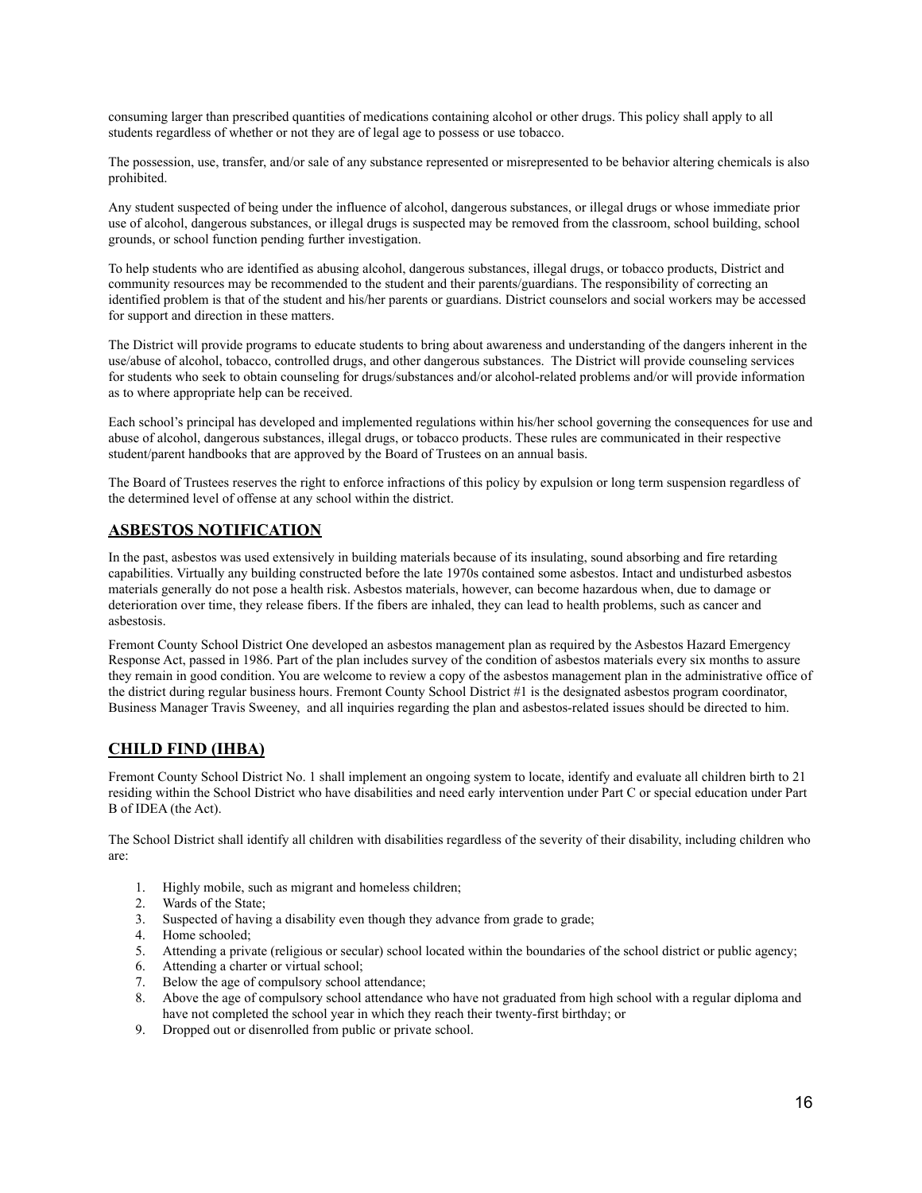consuming larger than prescribed quantities of medications containing alcohol or other drugs. This policy shall apply to all students regardless of whether or not they are of legal age to possess or use tobacco.

The possession, use, transfer, and/or sale of any substance represented or misrepresented to be behavior altering chemicals is also prohibited.

Any student suspected of being under the influence of alcohol, dangerous substances, or illegal drugs or whose immediate prior use of alcohol, dangerous substances, or illegal drugs is suspected may be removed from the classroom, school building, school grounds, or school function pending further investigation.

To help students who are identified as abusing alcohol, dangerous substances, illegal drugs, or tobacco products, District and community resources may be recommended to the student and their parents/guardians. The responsibility of correcting an identified problem is that of the student and his/her parents or guardians. District counselors and social workers may be accessed for support and direction in these matters.

The District will provide programs to educate students to bring about awareness and understanding of the dangers inherent in the use/abuse of alcohol, tobacco, controlled drugs, and other dangerous substances. The District will provide counseling services for students who seek to obtain counseling for drugs/substances and/or alcohol-related problems and/or will provide information as to where appropriate help can be received.

Each school's principal has developed and implemented regulations within his/her school governing the consequences for use and abuse of alcohol, dangerous substances, illegal drugs, or tobacco products. These rules are communicated in their respective student/parent handbooks that are approved by the Board of Trustees on an annual basis.

The Board of Trustees reserves the right to enforce infractions of this policy by expulsion or long term suspension regardless of the determined level of offense at any school within the district.

## ASBESTOS NOTIFICATION

In the past, asbestos was used extensively in building materials because of its insulating, sound absorbing and fire retarding capabilities. Virtually any building constructed before the late 1970s contained some asbestos. Intact and undisturbed asbestos materials generally do not pose a health risk. Asbestos materials, however, can become hazardous when, due to damage or deterioration over time, they release fibers. If the fibers are inhaled, they can lead to health problems, such as cancer and asbestosis.

Fremont County School District One developed an asbestos management plan as required by the Asbestos Hazard Emergency Response Act, passed in 1986. Part of the plan includes survey of the condition of asbestos materials every six months to assure they remain in good condition. You are welcome to review a copy of the asbestos management plan in the administrative office of the district during regular business hours. Fremont County School District #1 is the designated asbestos program coordinator, Business Manager Travis Sweeney, and all inquiries regarding the plan and asbestos-related issues should be directed to him.

## CHILD FIND (IHBA)

Fremont County School District No. 1 shall implement an ongoing system to locate, identify and evaluate all children birth to 21 residing within the School District who have disabilities and need early intervention under Part C or special education under Part B of IDEA (the Act).

The School District shall identify all children with disabilities regardless of the severity of their disability, including children who are:

1. Highly mobile, such as migrant and homeless children;
2. Wards of the State;
3. Suspected of having a disability even though they advance from grade to grade;
4. Home schooled;
5. Attending a private (religious or secular) school located within the boundaries of the school district or public agency;
6. Attending a charter or virtual school;
7. Below the age of compulsory school attendance;
8. Above the age of compulsory school attendance who have not graduated from high school with a regular diploma and have not completed the school year in which they reach their twenty-first birthday; or
9. Dropped out or disenrolled from public or private school.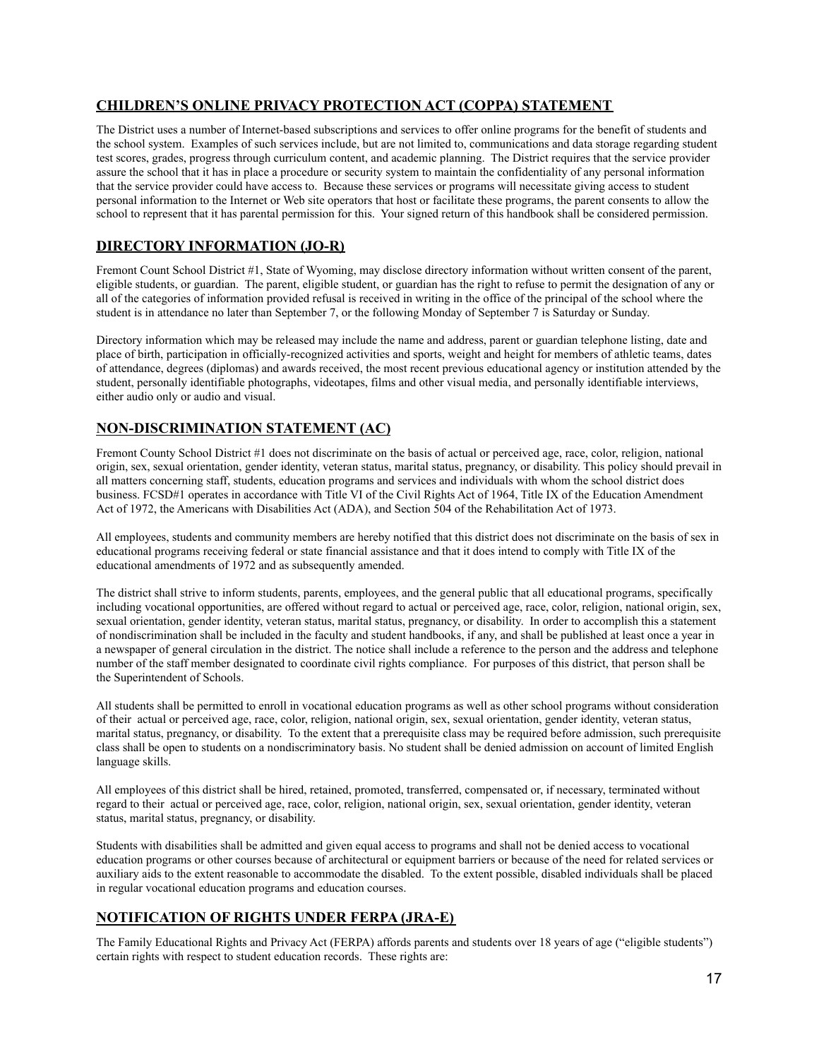## CHILDREN'S ONLINE PRIVACY PROTECTION ACT (COPPA) STATEMENT

The District uses a number of Internet-based subscriptions and services to offer online programs for the benefit of students and the school system. Examples of such services include, but are not limited to, communications and data storage regarding student test scores, grades, progress through curriculum content, and academic planning. The District requires that the service provider assure the school that it has in place a procedure or security system to maintain the confidentiality of any personal information that the service provider could have access to. Because these services or programs will necessitate giving access to student personal information to the Internet or Web site operators that host or facilitate these programs, the parent consents to allow the school to represent that it has parental permission for this. Your signed return of this handbook shall be considered permission.

## DIRECTORY INFORMATION (JO-R)

Fremont Count School District #1, State of Wyoming, may disclose directory information without written consent of the parent, eligible students, or guardian. The parent, eligible student, or guardian has the right to refuse to permit the designation of any or all of the categories of information provided refusal is received in writing in the office of the principal of the school where the student is in attendance no later than September 7, or the following Monday of September 7 is Saturday or Sunday.

Directory information which may be released may include the name and address, parent or guardian telephone listing, date and place of birth, participation in officially-recognized activities and sports, weight and height for members of athletic teams, dates of attendance, degrees (diplomas) and awards received, the most recent previous educational agency or institution attended by the student, personally identifiable photographs, videotapes, films and other visual media, and personally identifiable interviews, either audio only or audio and visual.

## NON-DISCRIMINATION STATEMENT (AC)

Fremont County School District #1 does not discriminate on the basis of actual or perceived age, race, color, religion, national origin, sex, sexual orientation, gender identity, veteran status, marital status, pregnancy, or disability. This policy should prevail in all matters concerning staff, students, education programs and services and individuals with whom the school district does business. FCSD#1 operates in accordance with Title VI of the Civil Rights Act of 1964, Title IX of the Education Amendment Act of 1972, the Americans with Disabilities Act (ADA), and Section 504 of the Rehabilitation Act of 1973.

All employees, students and community members are hereby notified that this district does not discriminate on the basis of sex in educational programs receiving federal or state financial assistance and that it does intend to comply with Title IX of the educational amendments of 1972 and as subsequently amended.

The district shall strive to inform students, parents, employees, and the general public that all educational programs, specifically including vocational opportunities, are offered without regard to actual or perceived age, race, color, religion, national origin, sex, sexual orientation, gender identity, veteran status, marital status, pregnancy, or disability. In order to accomplish this a statement of nondiscrimination shall be included in the faculty and student handbooks, if any, and shall be published at least once a year in a newspaper of general circulation in the district. The notice shall include a reference to the person and the address and telephone number of the staff member designated to coordinate civil rights compliance. For purposes of this district, that person shall be the Superintendent of Schools.

All students shall be permitted to enroll in vocational education programs as well as other school programs without consideration of their actual or perceived age, race, color, religion, national origin, sex, sexual orientation, gender identity, veteran status, marital status, pregnancy, or disability. To the extent that a prerequisite class may be required before admission, such prerequisite class shall be open to students on a nondiscriminatory basis. No student shall be denied admission on account of limited English language skills.

All employees of this district shall be hired, retained, promoted, transferred, compensated or, if necessary, terminated without regard to their actual or perceived age, race, color, religion, national origin, sex, sexual orientation, gender identity, veteran status, marital status, pregnancy, or disability.

Students with disabilities shall be admitted and given equal access to programs and shall not be denied access to vocational education programs or other courses because of architectural or equipment barriers or because of the need for related services or auxiliary aids to the extent reasonable to accommodate the disabled. To the extent possible, disabled individuals shall be placed in regular vocational education programs and education courses.

## NOTIFICATION OF RIGHTS UNDER FERPA (JRA-E)

The Family Educational Rights and Privacy Act (FERPA) affords parents and students over 18 years of age ("eligible students") certain rights with respect to student education records. These rights are: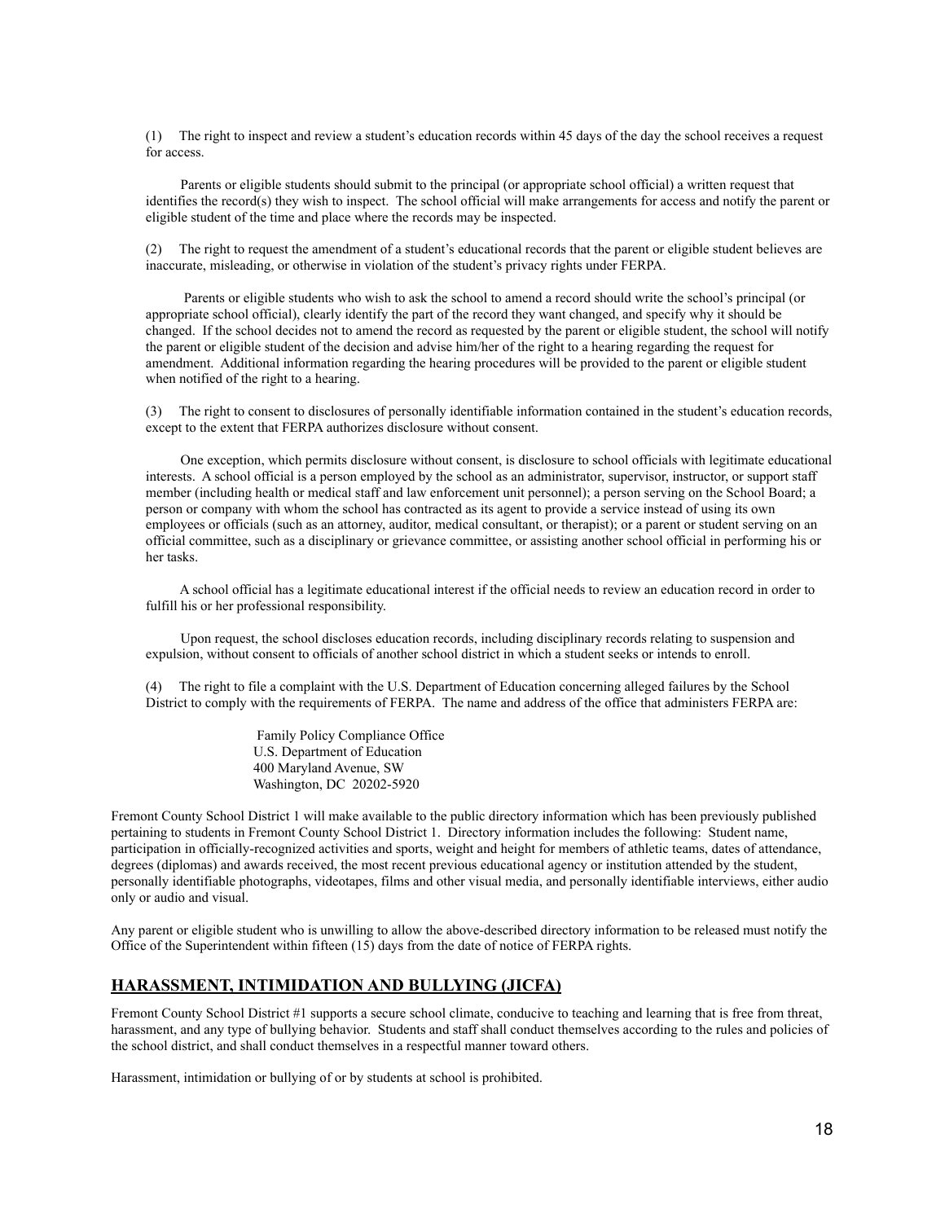(1) The right to inspect and review a student's education records within 45 days of the day the school receives a request for access.

Parents or eligible students should submit to the principal (or appropriate school official) a written request that identifies the record(s) they wish to inspect. The school official will make arrangements for access and notify the parent or eligible student of the time and place where the records may be inspected.

(2) The right to request the amendment of a student's educational records that the parent or eligible student believes are inaccurate, misleading, or otherwise in violation of the student's privacy rights under FERPA.

Parents or eligible students who wish to ask the school to amend a record should write the school's principal (or appropriate school official), clearly identify the part of the record they want changed, and specify why it should be changed. If the school decides not to amend the record as requested by the parent or eligible student, the school will notify the parent or eligible student of the decision and advise him/her of the right to a hearing regarding the request for amendment. Additional information regarding the hearing procedures will be provided to the parent or eligible student when notified of the right to a hearing.

(3) The right to consent to disclosures of personally identifiable information contained in the student's education records, except to the extent that FERPA authorizes disclosure without consent.

One exception, which permits disclosure without consent, is disclosure to school officials with legitimate educational interests. A school official is a person employed by the school as an administrator, supervisor, instructor, or support staff member (including health or medical staff and law enforcement unit personnel); a person serving on the School Board; a person or company with whom the school has contracted as its agent to provide a service instead of using its own employees or officials (such as an attorney, auditor, medical consultant, or therapist); or a parent or student serving on an official committee, such as a disciplinary or grievance committee, or assisting another school official in performing his or her tasks.

A school official has a legitimate educational interest if the official needs to review an education record in order to fulfill his or her professional responsibility.

Upon request, the school discloses education records, including disciplinary records relating to suspension and expulsion, without consent to officials of another school district in which a student seeks or intends to enroll.

(4) The right to file a complaint with the U.S. Department of Education concerning alleged failures by the School District to comply with the requirements of FERPA. The name and address of the office that administers FERPA are:

Family Policy Compliance Office
U.S. Department of Education
400 Maryland Avenue, SW
Washington, DC 20202-5920

Fremont County School District 1 will make available to the public directory information which has been previously published pertaining to students in Fremont County School District 1. Directory information includes the following: Student name, participation in officially-recognized activities and sports, weight and height for members of athletic teams, dates of attendance, degrees (diplomas) and awards received, the most recent previous educational agency or institution attended by the student, personally identifiable photographs, videotapes, films and other visual media, and personally identifiable interviews, either audio only or audio and visual.

Any parent or eligible student who is unwilling to allow the above-described directory information to be released must notify the Office of the Superintendent within fifteen (15) days from the date of notice of FERPA rights.

## HARASSMENT, INTIMIDATION AND BULLYING (JICFA)

Fremont County School District #1 supports a secure school climate, conducive to teaching and learning that is free from threat, harassment, and any type of bullying behavior. Students and staff shall conduct themselves according to the rules and policies of the school district, and shall conduct themselves in a respectful manner toward others.

Harassment, intimidation or bullying of or by students at school is prohibited.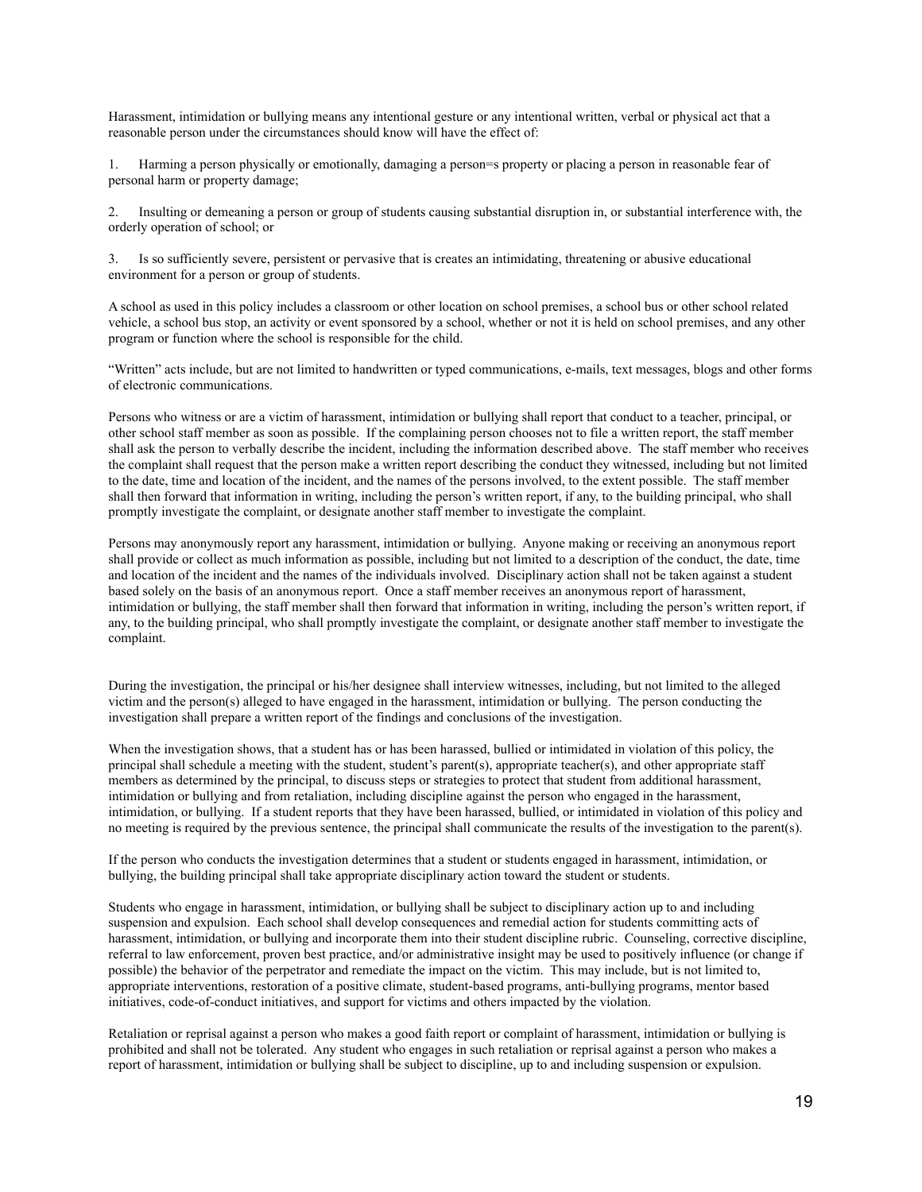Harassment, intimidation or bullying means any intentional gesture or any intentional written, verbal or physical act that a reasonable person under the circumstances should know will have the effect of:

1. Harming a person physically or emotionally, damaging a person=s property or placing a person in reasonable fear of personal harm or property damage;

2. Insulting or demeaning a person or group of students causing substantial disruption in, or substantial interference with, the orderly operation of school; or

3. Is so sufficiently severe, persistent or pervasive that is creates an intimidating, threatening or abusive educational environment for a person or group of students.

A school as used in this policy includes a classroom or other location on school premises, a school bus or other school related vehicle, a school bus stop, an activity or event sponsored by a school, whether or not it is held on school premises, and any other program or function where the school is responsible for the child.

"Written" acts include, but are not limited to handwritten or typed communications, e-mails, text messages, blogs and other forms of electronic communications.

Persons who witness or are a victim of harassment, intimidation or bullying shall report that conduct to a teacher, principal, or other school staff member as soon as possible. If the complaining person chooses not to file a written report, the staff member shall ask the person to verbally describe the incident, including the information described above. The staff member who receives the complaint shall request that the person make a written report describing the conduct they witnessed, including but not limited to the date, time and location of the incident, and the names of the persons involved, to the extent possible. The staff member shall then forward that information in writing, including the person's written report, if any, to the building principal, who shall promptly investigate the complaint, or designate another staff member to investigate the complaint.

Persons may anonymously report any harassment, intimidation or bullying. Anyone making or receiving an anonymous report shall provide or collect as much information as possible, including but not limited to a description of the conduct, the date, time and location of the incident and the names of the individuals involved. Disciplinary action shall not be taken against a student based solely on the basis of an anonymous report. Once a staff member receives an anonymous report of harassment, intimidation or bullying, the staff member shall then forward that information in writing, including the person's written report, if any, to the building principal, who shall promptly investigate the complaint, or designate another staff member to investigate the complaint.

During the investigation, the principal or his/her designee shall interview witnesses, including, but not limited to the alleged victim and the person(s) alleged to have engaged in the harassment, intimidation or bullying. The person conducting the investigation shall prepare a written report of the findings and conclusions of the investigation.

When the investigation shows, that a student has or has been harassed, bullied or intimidated in violation of this policy, the principal shall schedule a meeting with the student, student's parent(s), appropriate teacher(s), and other appropriate staff members as determined by the principal, to discuss steps or strategies to protect that student from additional harassment, intimidation or bullying and from retaliation, including discipline against the person who engaged in the harassment, intimidation, or bullying. If a student reports that they have been harassed, bullied, or intimidated in violation of this policy and no meeting is required by the previous sentence, the principal shall communicate the results of the investigation to the parent(s).

If the person who conducts the investigation determines that a student or students engaged in harassment, intimidation, or bullying, the building principal shall take appropriate disciplinary action toward the student or students.

Students who engage in harassment, intimidation, or bullying shall be subject to disciplinary action up to and including suspension and expulsion. Each school shall develop consequences and remedial action for students committing acts of harassment, intimidation, or bullying and incorporate them into their student discipline rubric. Counseling, corrective discipline, referral to law enforcement, proven best practice, and/or administrative insight may be used to positively influence (or change if possible) the behavior of the perpetrator and remediate the impact on the victim. This may include, but is not limited to, appropriate interventions, restoration of a positive climate, student-based programs, anti-bullying programs, mentor based initiatives, code-of-conduct initiatives, and support for victims and others impacted by the violation.

Retaliation or reprisal against a person who makes a good faith report or complaint of harassment, intimidation or bullying is prohibited and shall not be tolerated. Any student who engages in such retaliation or reprisal against a person who makes a report of harassment, intimidation or bullying shall be subject to discipline, up to and including suspension or expulsion.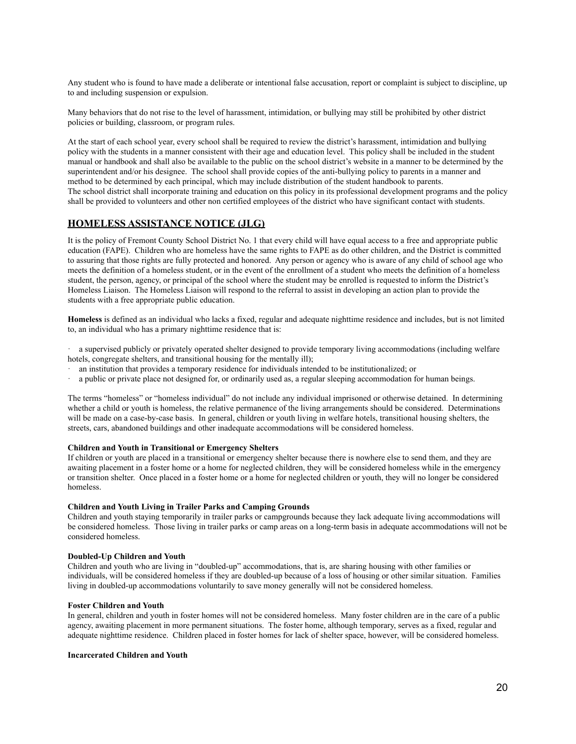Any student who is found to have made a deliberate or intentional false accusation, report or complaint is subject to discipline, up to and including suspension or expulsion.

Many behaviors that do not rise to the level of harassment, intimidation, or bullying may still be prohibited by other district policies or building, classroom, or program rules.

At the start of each school year, every school shall be required to review the district's harassment, intimidation and bullying policy with the students in a manner consistent with their age and education level. This policy shall be included in the student manual or handbook and shall also be available to the public on the school district's website in a manner to be determined by the superintendent and/or his designee. The school shall provide copies of the anti-bullying policy to parents in a manner and method to be determined by each principal, which may include distribution of the student handbook to parents.
The school district shall incorporate training and education on this policy in its professional development programs and the policy shall be provided to volunteers and other non certified employees of the district who have significant contact with students.

## HOMELESS ASSISTANCE NOTICE (JLG)

It is the policy of Fremont County School District No. 1 that every child will have equal access to a free and appropriate public education (FAPE). Children who are homeless have the same rights to FAPE as do other children, and the District is committed to assuring that those rights are fully protected and honored. Any person or agency who is aware of any child of school age who meets the definition of a homeless student, or in the event of the enrollment of a student who meets the definition of a homeless student, the person, agency, or principal of the school where the student may be enrolled is requested to inform the District's Homeless Liaison. The Homeless Liaison will respond to the referral to assist in developing an action plan to provide the students with a free appropriate public education.

**Homeless** is defined as an individual who lacks a fixed, regular and adequate nighttime residence and includes, but is not limited to, an individual who has a primary nighttime residence that is:

- a supervised publicly or privately operated shelter designed to provide temporary living accommodations (including welfare hotels, congregate shelters, and transitional housing for the mentally ill);
- an institution that provides a temporary residence for individuals intended to be institutionalized; or
- a public or private place not designed for, or ordinarily used as, a regular sleeping accommodation for human beings.

The terms "homeless" or "homeless individual" do not include any individual imprisoned or otherwise detained. In determining whether a child or youth is homeless, the relative permanence of the living arrangements should be considered. Determinations will be made on a case-by-case basis. In general, children or youth living in welfare hotels, transitional housing shelters, the streets, cars, abandoned buildings and other inadequate accommodations will be considered homeless.

#### Children and Youth in Transitional or Emergency Shelters

If children or youth are placed in a transitional or emergency shelter because there is nowhere else to send them, and they are awaiting placement in a foster home or a home for neglected children, they will be considered homeless while in the emergency or transition shelter. Once placed in a foster home or a home for neglected children or youth, they will no longer be considered homeless.

#### Children and Youth Living in Trailer Parks and Camping Grounds

Children and youth staying temporarily in trailer parks or campgrounds because they lack adequate living accommodations will be considered homeless. Those living in trailer parks or camp areas on a long-term basis in adequate accommodations will not be considered homeless.

#### Doubled-Up Children and Youth

Children and youth who are living in "doubled-up" accommodations, that is, are sharing housing with other families or individuals, will be considered homeless if they are doubled-up because of a loss of housing or other similar situation. Families living in doubled-up accommodations voluntarily to save money generally will not be considered homeless.

#### Foster Children and Youth

In general, children and youth in foster homes will not be considered homeless. Many foster children are in the care of a public agency, awaiting placement in more permanent situations. The foster home, although temporary, serves as a fixed, regular and adequate nighttime residence. Children placed in foster homes for lack of shelter space, however, will be considered homeless.

#### Incarcerated Children and Youth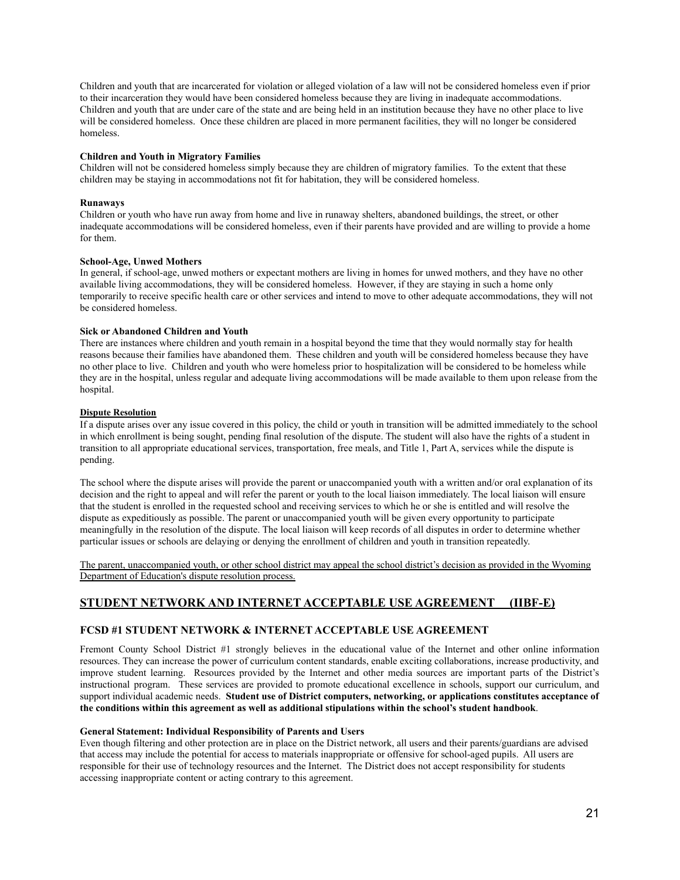Children and youth that are incarcerated for violation or alleged violation of a law will not be considered homeless even if prior to their incarceration they would have been considered homeless because they are living in inadequate accommodations. Children and youth that are under care of the state and are being held in an institution because they have no other place to live will be considered homeless. Once these children are placed in more permanent facilities, they will no longer be considered homeless.

**Children and Youth in Migratory Families**
Children will not be considered homeless simply because they are children of migratory families. To the extent that these children may be staying in accommodations not fit for habitation, they will be considered homeless.

**Runaways**
Children or youth who have run away from home and live in runaway shelters, abandoned buildings, the street, or other inadequate accommodations will be considered homeless, even if their parents have provided and are willing to provide a home for them.

**School-Age, Unwed Mothers**
In general, if school-age, unwed mothers or expectant mothers are living in homes for unwed mothers, and they have no other available living accommodations, they will be considered homeless. However, if they are staying in such a home only temporarily to receive specific health care or other services and intend to move to other adequate accommodations, they will not be considered homeless.

**Sick or Abandoned Children and Youth**
There are instances where children and youth remain in a hospital beyond the time that they would normally stay for health reasons because their families have abandoned them. These children and youth will be considered homeless because they have no other place to live. Children and youth who were homeless prior to hospitalization will be considered to be homeless while they are in the hospital, unless regular and adequate living accommodations will be made available to them upon release from the hospital.

**Dispute Resolution**
If a dispute arises over any issue covered in this policy, the child or youth in transition will be admitted immediately to the school in which enrollment is being sought, pending final resolution of the dispute. The student will also have the rights of a student in transition to all appropriate educational services, transportation, free meals, and Title 1, Part A, services while the dispute is pending.

The school where the dispute arises will provide the parent or unaccompanied youth with a written and/or oral explanation of its decision and the right to appeal and will refer the parent or youth to the local liaison immediately. The local liaison will ensure that the student is enrolled in the requested school and receiving services to which he or she is entitled and will resolve the dispute as expeditiously as possible. The parent or unaccompanied youth will be given every opportunity to participate meaningfully in the resolution of the dispute. The local liaison will keep records of all disputes in order to determine whether particular issues or schools are delaying or denying the enrollment of children and youth in transition repeatedly.

The parent, unaccompanied youth, or other school district may appeal the school district's decision as provided in the Wyoming Department of Education's dispute resolution process.

## STUDENT NETWORK AND INTERNET ACCEPTABLE USE AGREEMENT (IIBF-E)

### FCSD #1 STUDENT NETWORK & INTERNET ACCEPTABLE USE AGREEMENT

Fremont County School District #1 strongly believes in the educational value of the Internet and other online information resources. They can increase the power of curriculum content standards, enable exciting collaborations, increase productivity, and improve student learning. Resources provided by the Internet and other media sources are important parts of the District's instructional program. These services are provided to promote educational excellence in schools, support our curriculum, and support individual academic needs. **Student use of District computers, networking, or applications constitutes acceptance of the conditions within this agreement as well as additional stipulations within the school's student handbook**.

**General Statement: Individual Responsibility of Parents and Users**
Even though filtering and other protection are in place on the District network, all users and their parents/guardians are advised that access may include the potential for access to materials inappropriate or offensive for school-aged pupils. All users are responsible for their use of technology resources and the Internet. The District does not accept responsibility for students accessing inappropriate content or acting contrary to this agreement.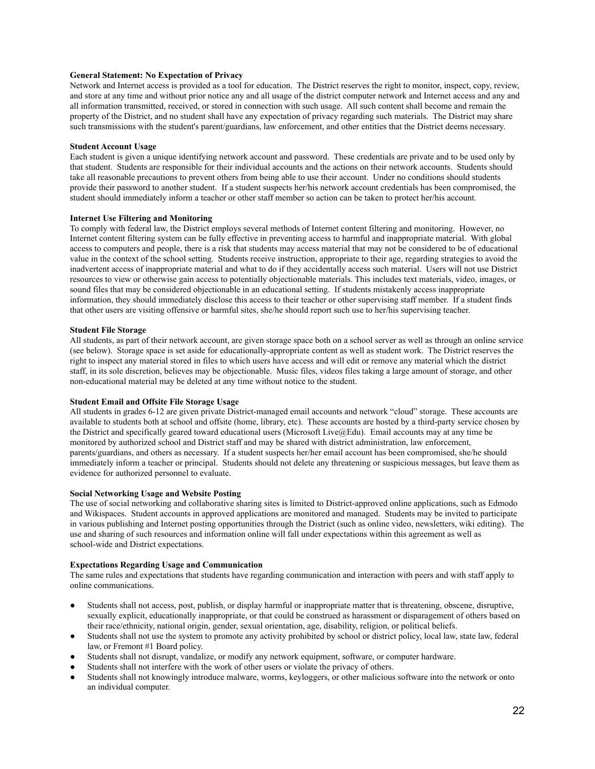**General Statement: No Expectation of Privacy**

Network and Internet access is provided as a tool for education. The District reserves the right to monitor, inspect, copy, review, and store at any time and without prior notice any and all usage of the district computer network and Internet access and any and all information transmitted, received, or stored in connection with such usage. All such content shall become and remain the property of the District, and no student shall have any expectation of privacy regarding such materials. The District may share such transmissions with the student's parent/guardians, law enforcement, and other entities that the District deems necessary.

**Student Account Usage**

Each student is given a unique identifying network account and password. These credentials are private and to be used only by that student. Students are responsible for their individual accounts and the actions on their network accounts. Students should take all reasonable precautions to prevent others from being able to use their account. Under no conditions should students provide their password to another student. If a student suspects her/his network account credentials has been compromised, the student should immediately inform a teacher or other staff member so action can be taken to protect her/his account.

**Internet Use Filtering and Monitoring**

To comply with federal law, the District employs several methods of Internet content filtering and monitoring. However, no Internet content filtering system can be fully effective in preventing access to harmful and inappropriate material. With global access to computers and people, there is a risk that students may access material that may not be considered to be of educational value in the context of the school setting. Students receive instruction, appropriate to their age, regarding strategies to avoid the inadvertent access of inappropriate material and what to do if they accidentally access such material. Users will not use District resources to view or otherwise gain access to potentially objectionable materials. This includes text materials, video, images, or sound files that may be considered objectionable in an educational setting. If students mistakenly access inappropriate information, they should immediately disclose this access to their teacher or other supervising staff member. If a student finds that other users are visiting offensive or harmful sites, she/he should report such use to her/his supervising teacher.

**Student File Storage**

All students, as part of their network account, are given storage space both on a school server as well as through an online service (see below). Storage space is set aside for educationally-appropriate content as well as student work. The District reserves the right to inspect any material stored in files to which users have access and will edit or remove any material which the district staff, in its sole discretion, believes may be objectionable. Music files, videos files taking a large amount of storage, and other non-educational material may be deleted at any time without notice to the student.

**Student Email and Offsite File Storage Usage**

All students in grades 6-12 are given private District-managed email accounts and network "cloud" storage. These accounts are available to students both at school and offsite (home, library, etc). These accounts are hosted by a third-party service chosen by the District and specifically geared toward educational users (Microsoft Live@Edu). Email accounts may at any time be monitored by authorized school and District staff and may be shared with district administration, law enforcement, parents/guardians, and others as necessary. If a student suspects her/her email account has been compromised, she/he should immediately inform a teacher or principal. Students should not delete any threatening or suspicious messages, but leave them as evidence for authorized personnel to evaluate.

**Social Networking Usage and Website Posting**

The use of social networking and collaborative sharing sites is limited to District-approved online applications, such as Edmodo and Wikispaces. Student accounts in approved applications are monitored and managed. Students may be invited to participate in various publishing and Internet posting opportunities through the District (such as online video, newsletters, wiki editing). The use and sharing of such resources and information online will fall under expectations within this agreement as well as school-wide and District expectations.

**Expectations Regarding Usage and Communication**

The same rules and expectations that students have regarding communication and interaction with peers and with staff apply to online communications.

- Students shall not access, post, publish, or display harmful or inappropriate matter that is threatening, obscene, disruptive, sexually explicit, educationally inappropriate, or that could be construed as harassment or disparagement of others based on their race/ethnicity, national origin, gender, sexual orientation, age, disability, religion, or political beliefs.
- Students shall not use the system to promote any activity prohibited by school or district policy, local law, state law, federal law, or Fremont #1 Board policy.
- Students shall not disrupt, vandalize, or modify any network equipment, software, or computer hardware.
- Students shall not interfere with the work of other users or violate the privacy of others.
- Students shall not knowingly introduce malware, worms, keyloggers, or other malicious software into the network or onto an individual computer.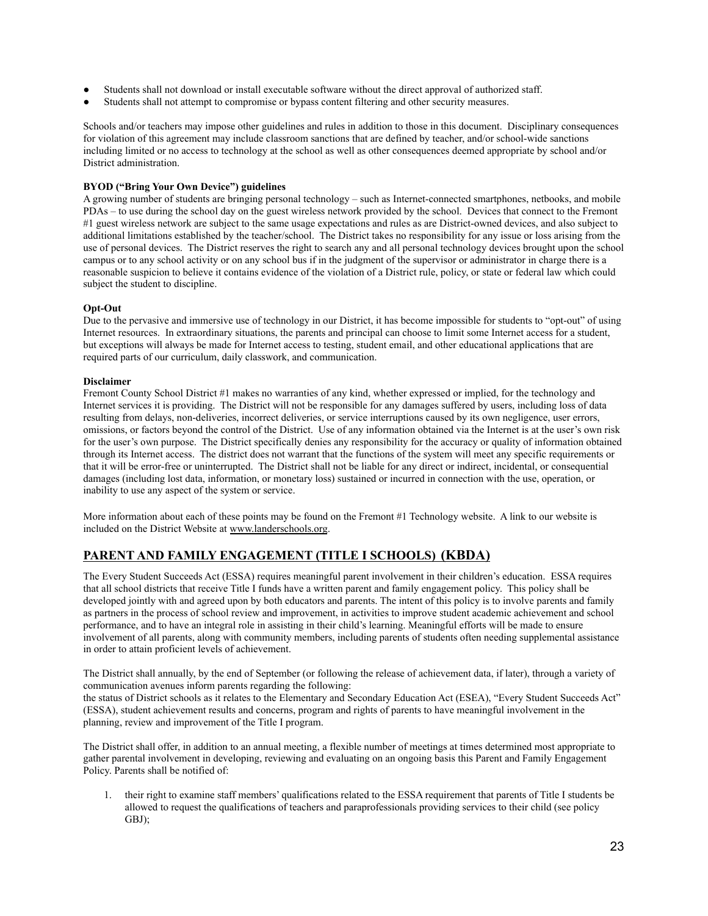- Students shall not download or install executable software without the direct approval of authorized staff.
- Students shall not attempt to compromise or bypass content filtering and other security measures.

Schools and/or teachers may impose other guidelines and rules in addition to those in this document. Disciplinary consequences for violation of this agreement may include classroom sanctions that are defined by teacher, and/or school-wide sanctions including limited or no access to technology at the school as well as other consequences deemed appropriate by school and/or District administration.

**BYOD ("Bring Your Own Device") guidelines**

A growing number of students are bringing personal technology – such as Internet-connected smartphones, netbooks, and mobile PDAs – to use during the school day on the guest wireless network provided by the school. Devices that connect to the Fremont #1 guest wireless network are subject to the same usage expectations and rules as are District-owned devices, and also subject to additional limitations established by the teacher/school. The District takes no responsibility for any issue or loss arising from the use of personal devices. The District reserves the right to search any and all personal technology devices brought upon the school campus or to any school activity or on any school bus if in the judgment of the supervisor or administrator in charge there is a reasonable suspicion to believe it contains evidence of the violation of a District rule, policy, or state or federal law which could subject the student to discipline.

**Opt-Out**

Due to the pervasive and immersive use of technology in our District, it has become impossible for students to "opt-out" of using Internet resources. In extraordinary situations, the parents and principal can choose to limit some Internet access for a student, but exceptions will always be made for Internet access to testing, student email, and other educational applications that are required parts of our curriculum, daily classwork, and communication.

**Disclaimer**

Fremont County School District #1 makes no warranties of any kind, whether expressed or implied, for the technology and Internet services it is providing. The District will not be responsible for any damages suffered by users, including loss of data resulting from delays, non-deliveries, incorrect deliveries, or service interruptions caused by its own negligence, user errors, omissions, or factors beyond the control of the District. Use of any information obtained via the Internet is at the user's own risk for the user's own purpose. The District specifically denies any responsibility for the accuracy or quality of information obtained through its Internet access. The district does not warrant that the functions of the system will meet any specific requirements or that it will be error-free or uninterrupted. The District shall not be liable for any direct or indirect, incidental, or consequential damages (including lost data, information, or monetary loss) sustained or incurred in connection with the use, operation, or inability to use any aspect of the system or service.

More information about each of these points may be found on the Fremont #1 Technology website. A link to our website is included on the District Website at www.landerschools.org.

## PARENT AND FAMILY ENGAGEMENT (TITLE I SCHOOLS) (KBDA)

The Every Student Succeeds Act (ESSA) requires meaningful parent involvement in their children's education. ESSA requires that all school districts that receive Title I funds have a written parent and family engagement policy. This policy shall be developed jointly with and agreed upon by both educators and parents. The intent of this policy is to involve parents and family as partners in the process of school review and improvement, in activities to improve student academic achievement and school performance, and to have an integral role in assisting in their child's learning. Meaningful efforts will be made to ensure involvement of all parents, along with community members, including parents of students often needing supplemental assistance in order to attain proficient levels of achievement.

The District shall annually, by the end of September (or following the release of achievement data, if later), through a variety of communication avenues inform parents regarding the following:
the status of District schools as it relates to the Elementary and Secondary Education Act (ESEA), "Every Student Succeeds Act" (ESSA), student achievement results and concerns, program and rights of parents to have meaningful involvement in the planning, review and improvement of the Title I program.

The District shall offer, in addition to an annual meeting, a flexible number of meetings at times determined most appropriate to gather parental involvement in developing, reviewing and evaluating on an ongoing basis this Parent and Family Engagement Policy. Parents shall be notified of:

1. their right to examine staff members' qualifications related to the ESSA requirement that parents of Title I students be allowed to request the qualifications of teachers and paraprofessionals providing services to their child (see policy GBJ);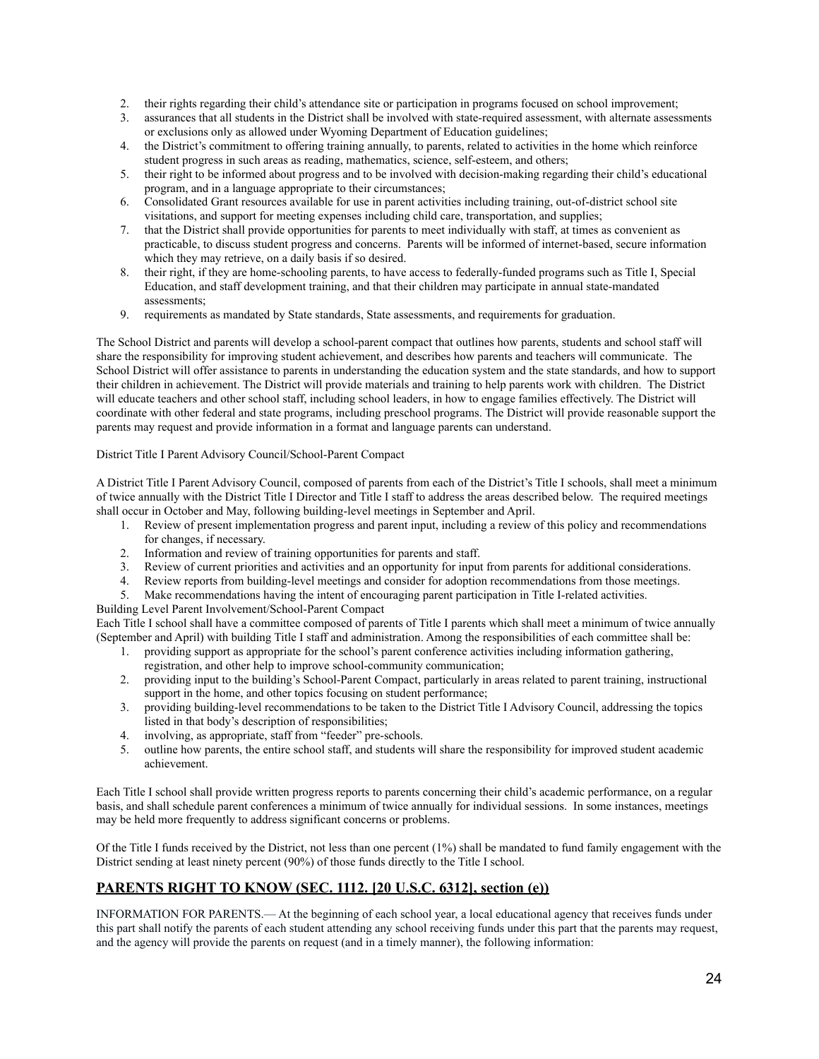2. their rights regarding their child's attendance site or participation in programs focused on school improvement;
3. assurances that all students in the District shall be involved with state-required assessment, with alternate assessments or exclusions only as allowed under Wyoming Department of Education guidelines;
4. the District's commitment to offering training annually, to parents, related to activities in the home which reinforce student progress in such areas as reading, mathematics, science, self-esteem, and others;
5. their right to be informed about progress and to be involved with decision-making regarding their child's educational program, and in a language appropriate to their circumstances;
6. Consolidated Grant resources available for use in parent activities including training, out-of-district school site visitations, and support for meeting expenses including child care, transportation, and supplies;
7. that the District shall provide opportunities for parents to meet individually with staff, at times as convenient as practicable, to discuss student progress and concerns. Parents will be informed of internet-based, secure information which they may retrieve, on a daily basis if so desired.
8. their right, if they are home-schooling parents, to have access to federally-funded programs such as Title I, Special Education, and staff development training, and that their children may participate in annual state-mandated assessments;
9. requirements as mandated by State standards, State assessments, and requirements for graduation.

The School District and parents will develop a school-parent compact that outlines how parents, students and school staff will share the responsibility for improving student achievement, and describes how parents and teachers will communicate. The School District will offer assistance to parents in understanding the education system and the state standards, and how to support their children in achievement. The District will provide materials and training to help parents work with children. The District will educate teachers and other school staff, including school leaders, in how to engage families effectively. The District will coordinate with other federal and state programs, including preschool programs. The District will provide reasonable support the parents may request and provide information in a format and language parents can understand.

District Title I Parent Advisory Council/School-Parent Compact

A District Title I Parent Advisory Council, composed of parents from each of the District's Title I schools, shall meet a minimum of twice annually with the District Title I Director and Title I staff to address the areas described below. The required meetings shall occur in October and May, following building-level meetings in September and April.

1. Review of present implementation progress and parent input, including a review of this policy and recommendations for changes, if necessary.
2. Information and review of training opportunities for parents and staff.
3. Review of current priorities and activities and an opportunity for input from parents for additional considerations.
4. Review reports from building-level meetings and consider for adoption recommendations from those meetings.
5. Make recommendations having the intent of encouraging parent participation in Title I-related activities.

Building Level Parent Involvement/School-Parent Compact

Each Title I school shall have a committee composed of parents of Title I parents which shall meet a minimum of twice annually (September and April) with building Title I staff and administration. Among the responsibilities of each committee shall be:

1. providing support as appropriate for the school's parent conference activities including information gathering, registration, and other help to improve school-community communication;
2. providing input to the building's School-Parent Compact, particularly in areas related to parent training, instructional support in the home, and other topics focusing on student performance;
3. providing building-level recommendations to be taken to the District Title I Advisory Council, addressing the topics listed in that body's description of responsibilities;
4. involving, as appropriate, staff from "feeder" pre-schools.
5. outline how parents, the entire school staff, and students will share the responsibility for improved student academic achievement.

Each Title I school shall provide written progress reports to parents concerning their child's academic performance, on a regular basis, and shall schedule parent conferences a minimum of twice annually for individual sessions. In some instances, meetings may be held more frequently to address significant concerns or problems.

Of the Title I funds received by the District, not less than one percent (1%) shall be mandated to fund family engagement with the District sending at least ninety percent (90%) of those funds directly to the Title I school.

## **PARENTS RIGHT TO KNOW (SEC. 1112. [20 U.S.C. 6312], section (e))**

INFORMATION FOR PARENTS.— At the beginning of each school year, a local educational agency that receives funds under this part shall notify the parents of each student attending any school receiving funds under this part that the parents may request, and the agency will provide the parents on request (and in a timely manner), the following information: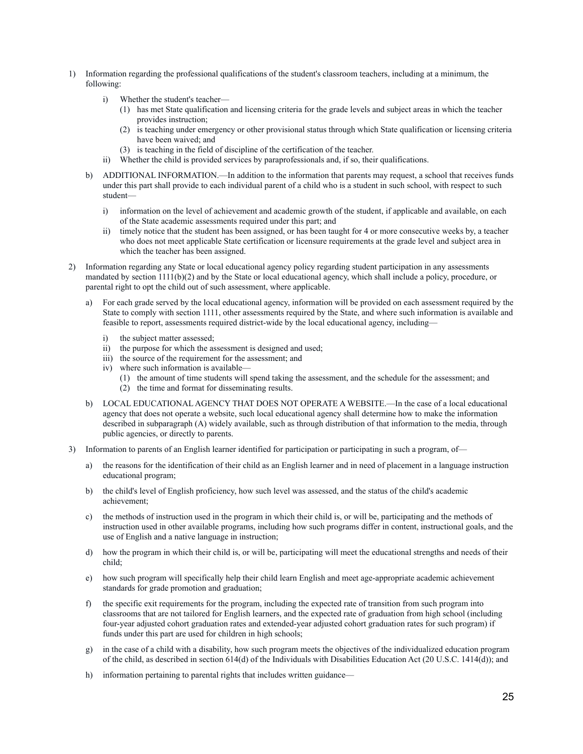1) Information regarding the professional qualifications of the student's classroom teachers, including at a minimum, the following:

    i) Whether the student's teacher—
        (1) has met State qualification and licensing criteria for the grade levels and subject areas in which the teacher provides instruction;
        (2) is teaching under emergency or other provisional status through which State qualification or licensing criteria have been waived; and
        (3) is teaching in the field of discipline of the certification of the teacher.

    ii) Whether the child is provided services by paraprofessionals and, if so, their qualifications.

    b) ADDITIONAL INFORMATION.—In addition to the information that parents may request, a school that receives funds under this part shall provide to each individual parent of a child who is a student in such school, with respect to such student—

        i) information on the level of achievement and academic growth of the student, if applicable and available, on each of the State academic assessments required under this part; and
        ii) timely notice that the student has been assigned, or has been taught for 4 or more consecutive weeks by, a teacher who does not meet applicable State certification or licensure requirements at the grade level and subject area in which the teacher has been assigned.

2) Information regarding any State or local educational agency policy regarding student participation in any assessments mandated by section 1111(b)(2) and by the State or local educational agency, which shall include a policy, procedure, or parental right to opt the child out of such assessment, where applicable.

    a) For each grade served by the local educational agency, information will be provided on each assessment required by the State to comply with section 1111, other assessments required by the State, and where such information is available and feasible to report, assessments required district-wide by the local educational agency, including—

        i) the subject matter assessed;
        ii) the purpose for which the assessment is designed and used;
        iii) the source of the requirement for the assessment; and
        iv) where such information is available—
            (1) the amount of time students will spend taking the assessment, and the schedule for the assessment; and
            (2) the time and format for disseminating results.

    b) LOCAL EDUCATIONAL AGENCY THAT DOES NOT OPERATE A WEBSITE.—In the case of a local educational agency that does not operate a website, such local educational agency shall determine how to make the information described in subparagraph (A) widely available, such as through distribution of that information to the media, through public agencies, or directly to parents.

3) Information to parents of an English learner identified for participation or participating in such a program, of—

    a) the reasons for the identification of their child as an English learner and in need of placement in a language instruction educational program;

    b) the child's level of English proficiency, how such level was assessed, and the status of the child's academic achievement;

    c) the methods of instruction used in the program in which their child is, or will be, participating and the methods of instruction used in other available programs, including how such programs differ in content, instructional goals, and the use of English and a native language in instruction;

    d) how the program in which their child is, or will be, participating will meet the educational strengths and needs of their child;

    e) how such program will specifically help their child learn English and meet age-appropriate academic achievement standards for grade promotion and graduation;

    f) the specific exit requirements for the program, including the expected rate of transition from such program into classrooms that are not tailored for English learners, and the expected rate of graduation from high school (including four-year adjusted cohort graduation rates and extended-year adjusted cohort graduation rates for such program) if funds under this part are used for children in high schools;

    g) in the case of a child with a disability, how such program meets the objectives of the individualized education program of the child, as described in section 614(d) of the Individuals with Disabilities Education Act (20 U.S.C. 1414(d)); and

    h) information pertaining to parental rights that includes written guidance—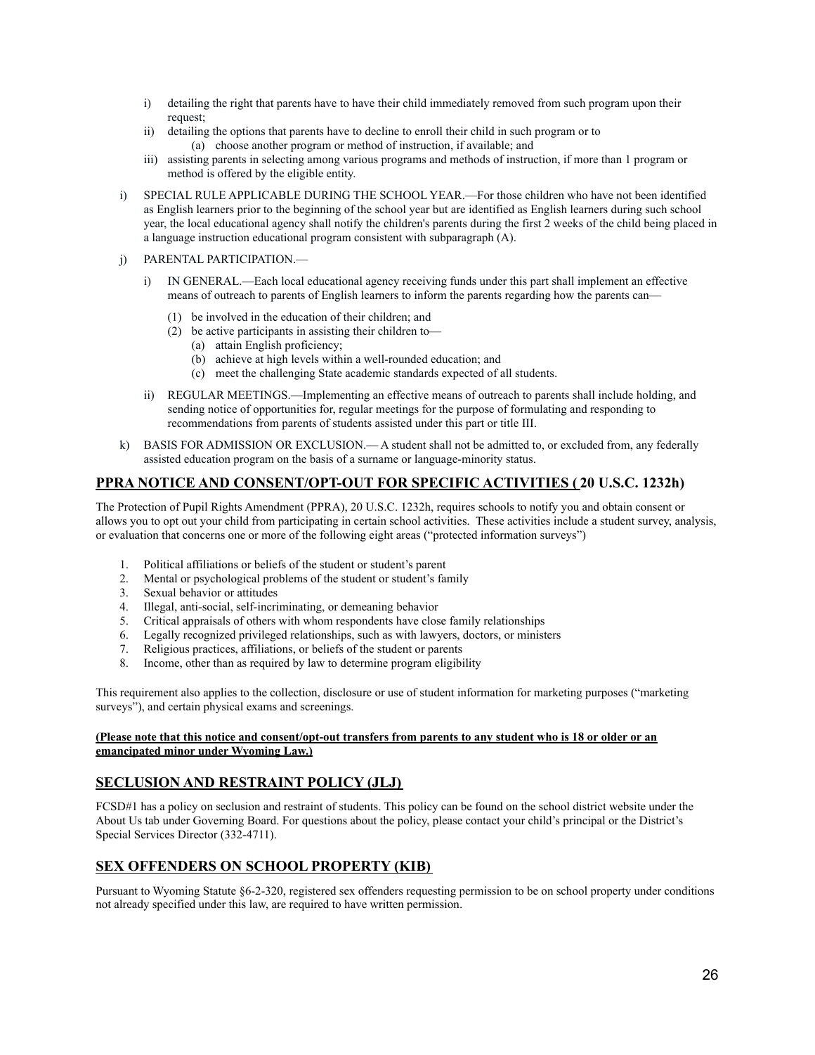i) detailing the right that parents have to have their child immediately removed from such program upon their request;
ii) detailing the options that parents have to decline to enroll their child in such program or to
    (a) choose another program or method of instruction, if available; and
iii) assisting parents in selecting among various programs and methods of instruction, if more than 1 program or method is offered by the eligible entity.

i) SPECIAL RULE APPLICABLE DURING THE SCHOOL YEAR.—For those children who have not been identified as English learners prior to the beginning of the school year but are identified as English learners during such school year, the local educational agency shall notify the children's parents during the first 2 weeks of the child being placed in a language instruction educational program consistent with subparagraph (A).

j) PARENTAL PARTICIPATION.—

   i) IN GENERAL.—Each local educational agency receiving funds under this part shall implement an effective means of outreach to parents of English learners to inform the parents regarding how the parents can—

      (1) be involved in the education of their children; and
      (2) be active participants in assisting their children to—
         (a) attain English proficiency;
         (b) achieve at high levels within a well-rounded education; and
         (c) meet the challenging State academic standards expected of all students.

   ii) REGULAR MEETINGS.—Implementing an effective means of outreach to parents shall include holding, and sending notice of opportunities for, regular meetings for the purpose of formulating and responding to recommendations from parents of students assisted under this part or title III.

k) BASIS FOR ADMISSION OR EXCLUSION.— A student shall not be admitted to, or excluded from, any federally assisted education program on the basis of a surname or language-minority status.

## PPRA NOTICE AND CONSENT/OPT-OUT FOR SPECIFIC ACTIVITIES ( 20 U.S.C. 1232h)

The Protection of Pupil Rights Amendment (PPRA), 20 U.S.C. 1232h, requires schools to notify you and obtain consent or allows you to opt out your child from participating in certain school activities. These activities include a student survey, analysis, or evaluation that concerns one or more of the following eight areas ("protected information surveys")

1. Political affiliations or beliefs of the student or student's parent
2. Mental or psychological problems of the student or student's family
3. Sexual behavior or attitudes
4. Illegal, anti-social, self-incriminating, or demeaning behavior
5. Critical appraisals of others with whom respondents have close family relationships
6. Legally recognized privileged relationships, such as with lawyers, doctors, or ministers
7. Religious practices, affiliations, or beliefs of the student or parents
8. Income, other than as required by law to determine program eligibility

This requirement also applies to the collection, disclosure or use of student information for marketing purposes ("marketing surveys"), and certain physical exams and screenings.

**(Please note that this notice and consent/opt-out transfers from parents to any student who is 18 or older or an emancipated minor under Wyoming Law.)**

## SECLUSION AND RESTRAINT POLICY (JLJ)

FCSD#1 has a policy on seclusion and restraint of students. This policy can be found on the school district website under the About Us tab under Governing Board. For questions about the policy, please contact your child's principal or the District's Special Services Director (332-4711).

## SEX OFFENDERS ON SCHOOL PROPERTY (KIB)

Pursuant to Wyoming Statute §6-2-320, registered sex offenders requesting permission to be on school property under conditions not already specified under this law, are required to have written permission.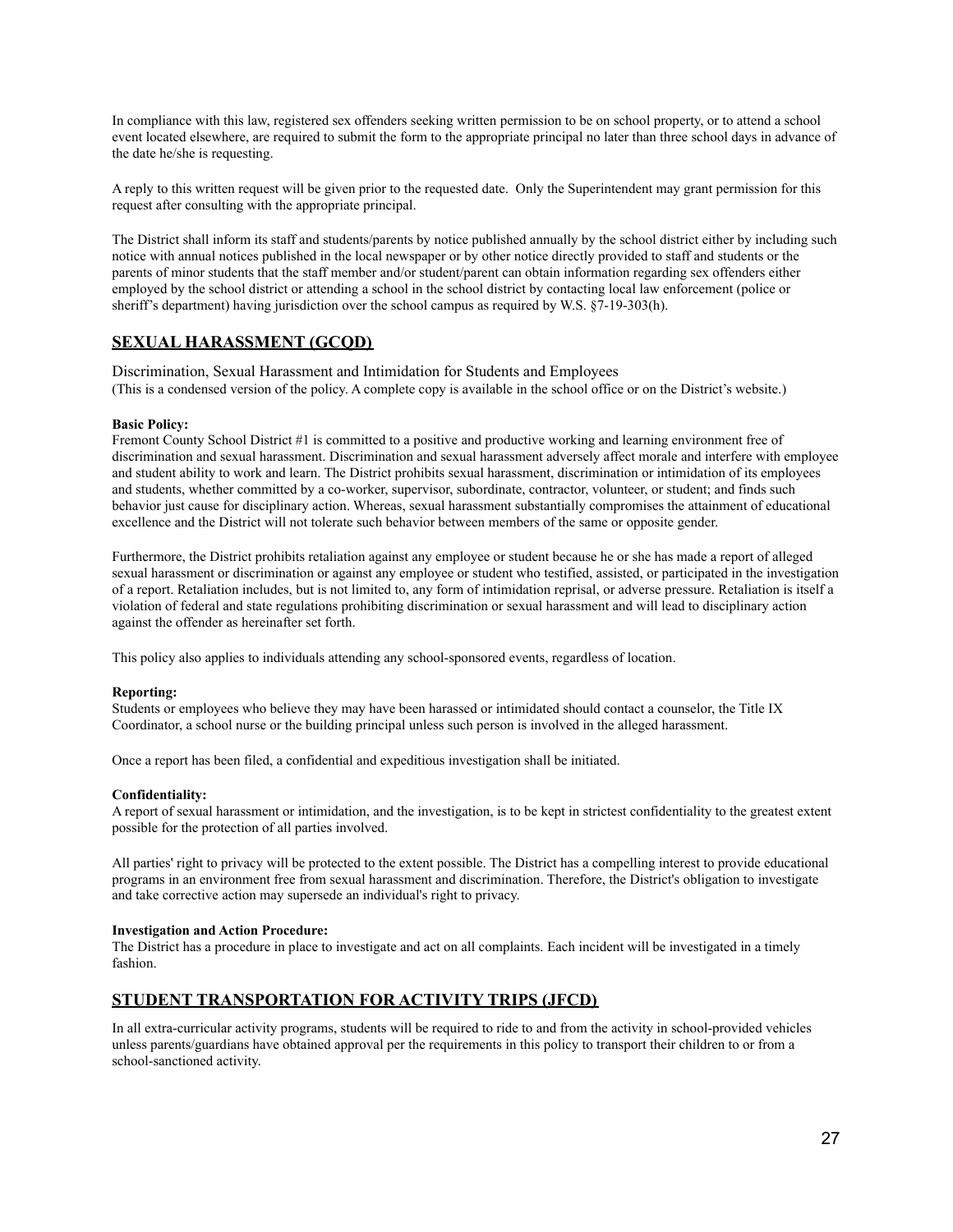In compliance with this law, registered sex offenders seeking written permission to be on school property, or to attend a school event located elsewhere, are required to submit the form to the appropriate principal no later than three school days in advance of the date he/she is requesting.

A reply to this written request will be given prior to the requested date. Only the Superintendent may grant permission for this request after consulting with the appropriate principal.

The District shall inform its staff and students/parents by notice published annually by the school district either by including such notice with annual notices published in the local newspaper or by other notice directly provided to staff and students or the parents of minor students that the staff member and/or student/parent can obtain information regarding sex offenders either employed by the school district or attending a school in the school district by contacting local law enforcement (police or sheriff's department) having jurisdiction over the school campus as required by W.S. §7-19-303(h).

## SEXUAL HARASSMENT (GCQD)

Discrimination, Sexual Harassment and Intimidation for Students and Employees
(This is a condensed version of the policy. A complete copy is available in the school office or on the District's website.)

**Basic Policy:**
Fremont County School District #1 is committed to a positive and productive working and learning environment free of discrimination and sexual harassment. Discrimination and sexual harassment adversely affect morale and interfere with employee and student ability to work and learn. The District prohibits sexual harassment, discrimination or intimidation of its employees and students, whether committed by a co-worker, supervisor, subordinate, contractor, volunteer, or student; and finds such behavior just cause for disciplinary action. Whereas, sexual harassment substantially compromises the attainment of educational excellence and the District will not tolerate such behavior between members of the same or opposite gender.

Furthermore, the District prohibits retaliation against any employee or student because he or she has made a report of alleged sexual harassment or discrimination or against any employee or student who testified, assisted, or participated in the investigation of a report. Retaliation includes, but is not limited to, any form of intimidation reprisal, or adverse pressure. Retaliation is itself a violation of federal and state regulations prohibiting discrimination or sexual harassment and will lead to disciplinary action against the offender as hereinafter set forth.

This policy also applies to individuals attending any school-sponsored events, regardless of location.

**Reporting:**
Students or employees who believe they may have been harassed or intimidated should contact a counselor, the Title IX Coordinator, a school nurse or the building principal unless such person is involved in the alleged harassment.

Once a report has been filed, a confidential and expeditious investigation shall be initiated.

**Confidentiality:**
A report of sexual harassment or intimidation, and the investigation, is to be kept in strictest confidentiality to the greatest extent possible for the protection of all parties involved.

All parties' right to privacy will be protected to the extent possible. The District has a compelling interest to provide educational programs in an environment free from sexual harassment and discrimination. Therefore, the District's obligation to investigate and take corrective action may supersede an individual's right to privacy.

**Investigation and Action Procedure:**
The District has a procedure in place to investigate and act on all complaints. Each incident will be investigated in a timely fashion.

## STUDENT TRANSPORTATION FOR ACTIVITY TRIPS (JFCD)

In all extra-curricular activity programs, students will be required to ride to and from the activity in school-provided vehicles unless parents/guardians have obtained approval per the requirements in this policy to transport their children to or from a school-sanctioned activity.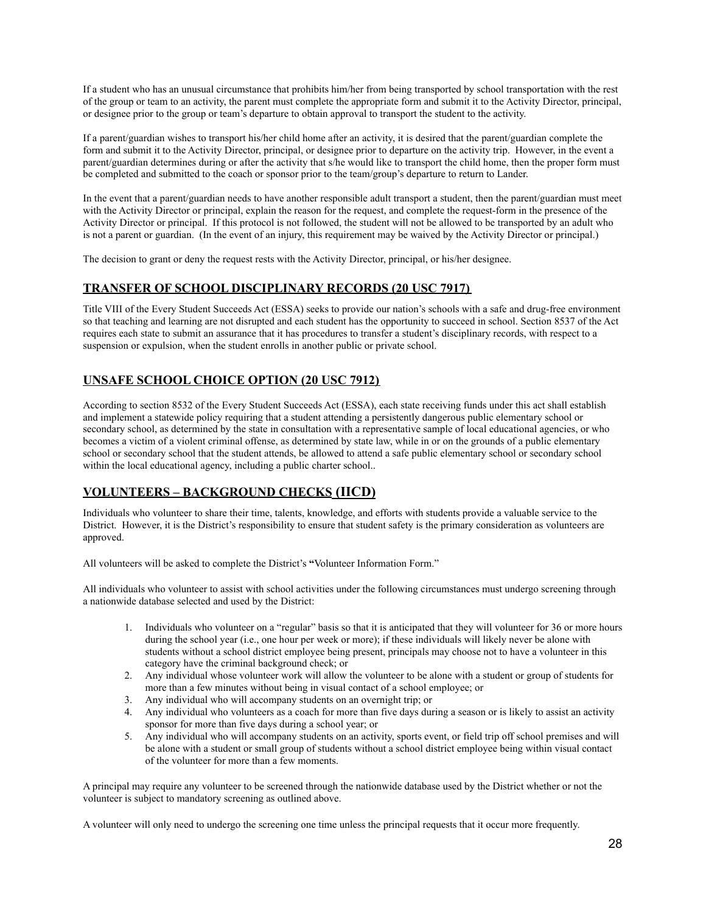If a student who has an unusual circumstance that prohibits him/her from being transported by school transportation with the rest of the group or team to an activity, the parent must complete the appropriate form and submit it to the Activity Director, principal, or designee prior to the group or team's departure to obtain approval to transport the student to the activity.

If a parent/guardian wishes to transport his/her child home after an activity, it is desired that the parent/guardian complete the form and submit it to the Activity Director, principal, or designee prior to departure on the activity trip. However, in the event a parent/guardian determines during or after the activity that s/he would like to transport the child home, then the proper form must be completed and submitted to the coach or sponsor prior to the team/group's departure to return to Lander.

In the event that a parent/guardian needs to have another responsible adult transport a student, then the parent/guardian must meet with the Activity Director or principal, explain the reason for the request, and complete the request-form in the presence of the Activity Director or principal. If this protocol is not followed, the student will not be allowed to be transported by an adult who is not a parent or guardian. (In the event of an injury, this requirement may be waived by the Activity Director or principal.)

The decision to grant or deny the request rests with the Activity Director, principal, or his/her designee.

## TRANSFER OF SCHOOL DISCIPLINARY RECORDS (20 USC 7917)

Title VIII of the Every Student Succeeds Act (ESSA) seeks to provide our nation's schools with a safe and drug-free environment so that teaching and learning are not disrupted and each student has the opportunity to succeed in school. Section 8537 of the Act requires each state to submit an assurance that it has procedures to transfer a student's disciplinary records, with respect to a suspension or expulsion, when the student enrolls in another public or private school.

## UNSAFE SCHOOL CHOICE OPTION (20 USC 7912)

According to section 8532 of the Every Student Succeeds Act (ESSA), each state receiving funds under this act shall establish and implement a statewide policy requiring that a student attending a persistently dangerous public elementary school or secondary school, as determined by the state in consultation with a representative sample of local educational agencies, or who becomes a victim of a violent criminal offense, as determined by state law, while in or on the grounds of a public elementary school or secondary school that the student attends, be allowed to attend a safe public elementary school or secondary school within the local educational agency, including a public charter school..

## VOLUNTEERS – BACKGROUND CHECKS (IICD)

Individuals who volunteer to share their time, talents, knowledge, and efforts with students provide a valuable service to the District. However, it is the District's responsibility to ensure that student safety is the primary consideration as volunteers are approved.

All volunteers will be asked to complete the District's **"**Volunteer Information Form."

All individuals who volunteer to assist with school activities under the following circumstances must undergo screening through a nationwide database selected and used by the District:

1. Individuals who volunteer on a "regular" basis so that it is anticipated that they will volunteer for 36 or more hours during the school year (i.e., one hour per week or more); if these individuals will likely never be alone with students without a school district employee being present, principals may choose not to have a volunteer in this category have the criminal background check; or
2. Any individual whose volunteer work will allow the volunteer to be alone with a student or group of students for more than a few minutes without being in visual contact of a school employee; or
3. Any individual who will accompany students on an overnight trip; or
4. Any individual who volunteers as a coach for more than five days during a season or is likely to assist an activity sponsor for more than five days during a school year; or
5. Any individual who will accompany students on an activity, sports event, or field trip off school premises and will be alone with a student or small group of students without a school district employee being within visual contact of the volunteer for more than a few moments.

A principal may require any volunteer to be screened through the nationwide database used by the District whether or not the volunteer is subject to mandatory screening as outlined above.

A volunteer will only need to undergo the screening one time unless the principal requests that it occur more frequently.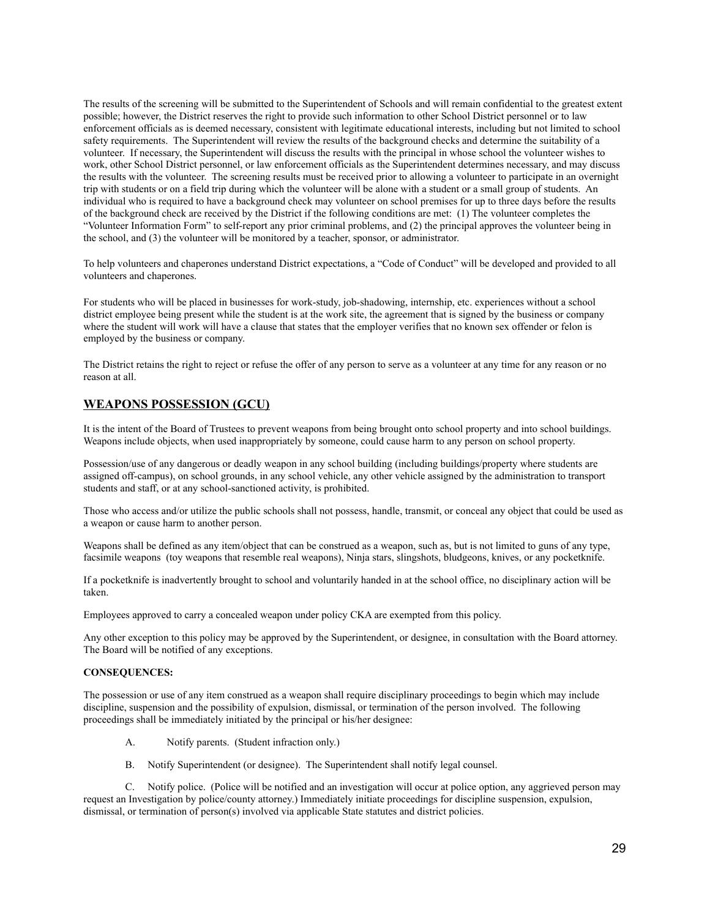The results of the screening will be submitted to the Superintendent of Schools and will remain confidential to the greatest extent possible; however, the District reserves the right to provide such information to other School District personnel or to law enforcement officials as is deemed necessary, consistent with legitimate educational interests, including but not limited to school safety requirements. The Superintendent will review the results of the background checks and determine the suitability of a volunteer. If necessary, the Superintendent will discuss the results with the principal in whose school the volunteer wishes to work, other School District personnel, or law enforcement officials as the Superintendent determines necessary, and may discuss the results with the volunteer. The screening results must be received prior to allowing a volunteer to participate in an overnight trip with students or on a field trip during which the volunteer will be alone with a student or a small group of students. An individual who is required to have a background check may volunteer on school premises for up to three days before the results of the background check are received by the District if the following conditions are met: (1) The volunteer completes the "Volunteer Information Form" to self-report any prior criminal problems, and (2) the principal approves the volunteer being in the school, and (3) the volunteer will be monitored by a teacher, sponsor, or administrator.

To help volunteers and chaperones understand District expectations, a "Code of Conduct" will be developed and provided to all volunteers and chaperones.

For students who will be placed in businesses for work-study, job-shadowing, internship, etc. experiences without a school district employee being present while the student is at the work site, the agreement that is signed by the business or company where the student will work will have a clause that states that the employer verifies that no known sex offender or felon is employed by the business or company.

The District retains the right to reject or refuse the offer of any person to serve as a volunteer at any time for any reason or no reason at all.

## WEAPONS POSSESSION (GCU)

It is the intent of the Board of Trustees to prevent weapons from being brought onto school property and into school buildings. Weapons include objects, when used inappropriately by someone, could cause harm to any person on school property.

Possession/use of any dangerous or deadly weapon in any school building (including buildings/property where students are assigned off-campus), on school grounds, in any school vehicle, any other vehicle assigned by the administration to transport students and staff, or at any school-sanctioned activity, is prohibited.

Those who access and/or utilize the public schools shall not possess, handle, transmit, or conceal any object that could be used as a weapon or cause harm to another person.

Weapons shall be defined as any item/object that can be construed as a weapon, such as, but is not limited to guns of any type, facsimile weapons (toy weapons that resemble real weapons), Ninja stars, slingshots, bludgeons, knives, or any pocketknife.

If a pocketknife is inadvertently brought to school and voluntarily handed in at the school office, no disciplinary action will be taken.

Employees approved to carry a concealed weapon under policy CKA are exempted from this policy.

Any other exception to this policy may be approved by the Superintendent, or designee, in consultation with the Board attorney. The Board will be notified of any exceptions.

**CONSEQUENCES:**

The possession or use of any item construed as a weapon shall require disciplinary proceedings to begin which may include discipline, suspension and the possibility of expulsion, dismissal, or termination of the person involved. The following proceedings shall be immediately initiated by the principal or his/her designee:

A. Notify parents. (Student infraction only.)

B. Notify Superintendent (or designee). The Superintendent shall notify legal counsel.

C. Notify police. (Police will be notified and an investigation will occur at police option, any aggrieved person may request an Investigation by police/county attorney.) Immediately initiate proceedings for discipline suspension, expulsion, dismissal, or termination of person(s) involved via applicable State statutes and district policies.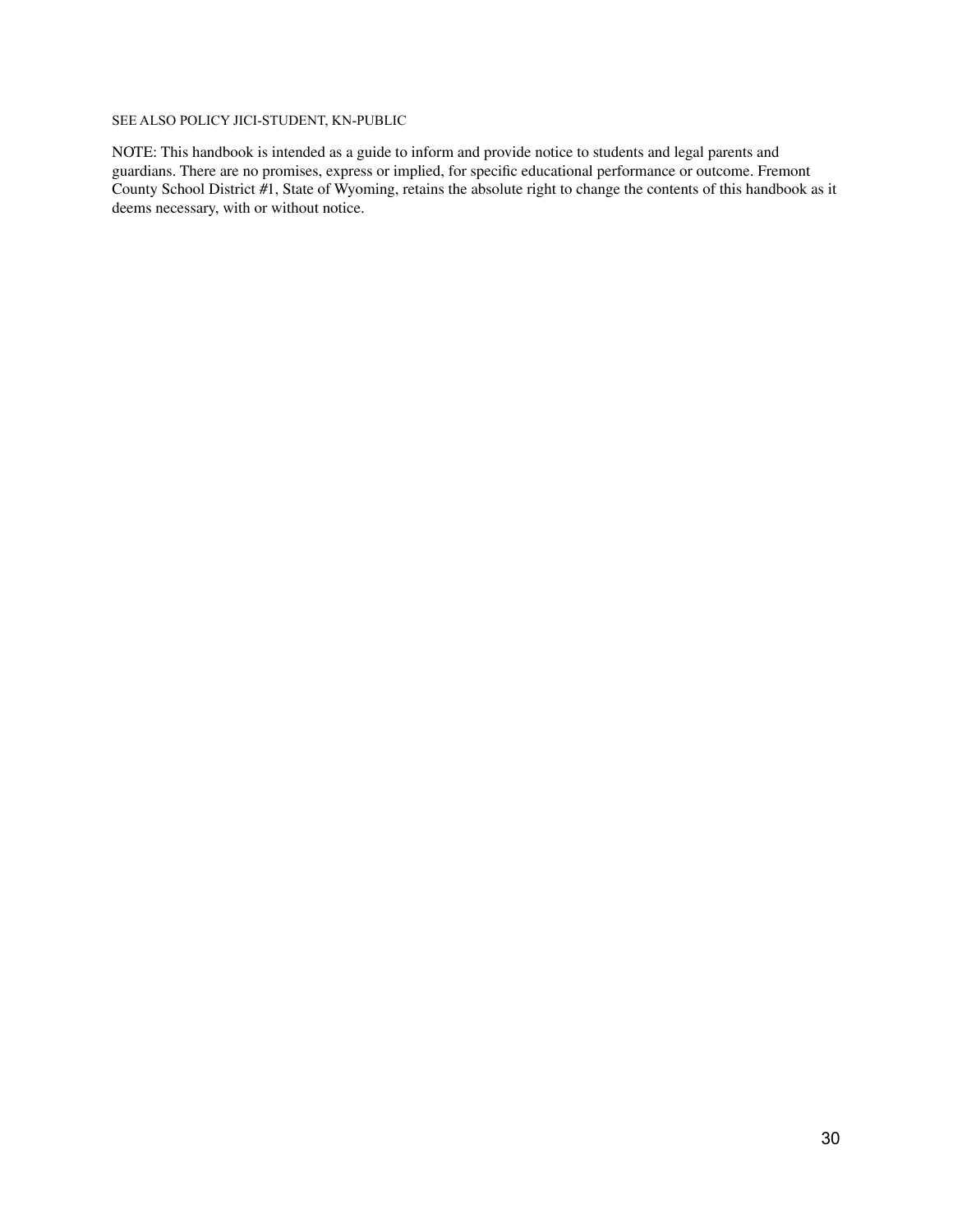SEE ALSO POLICY JICI-STUDENT, KN-PUBLIC

NOTE: This handbook is intended as a guide to inform and provide notice to students and legal parents and guardians. There are no promises, express or implied, for specific educational performance or outcome. Fremont County School District #1, State of Wyoming, retains the absolute right to change the contents of this handbook as it deems necessary, with or without notice.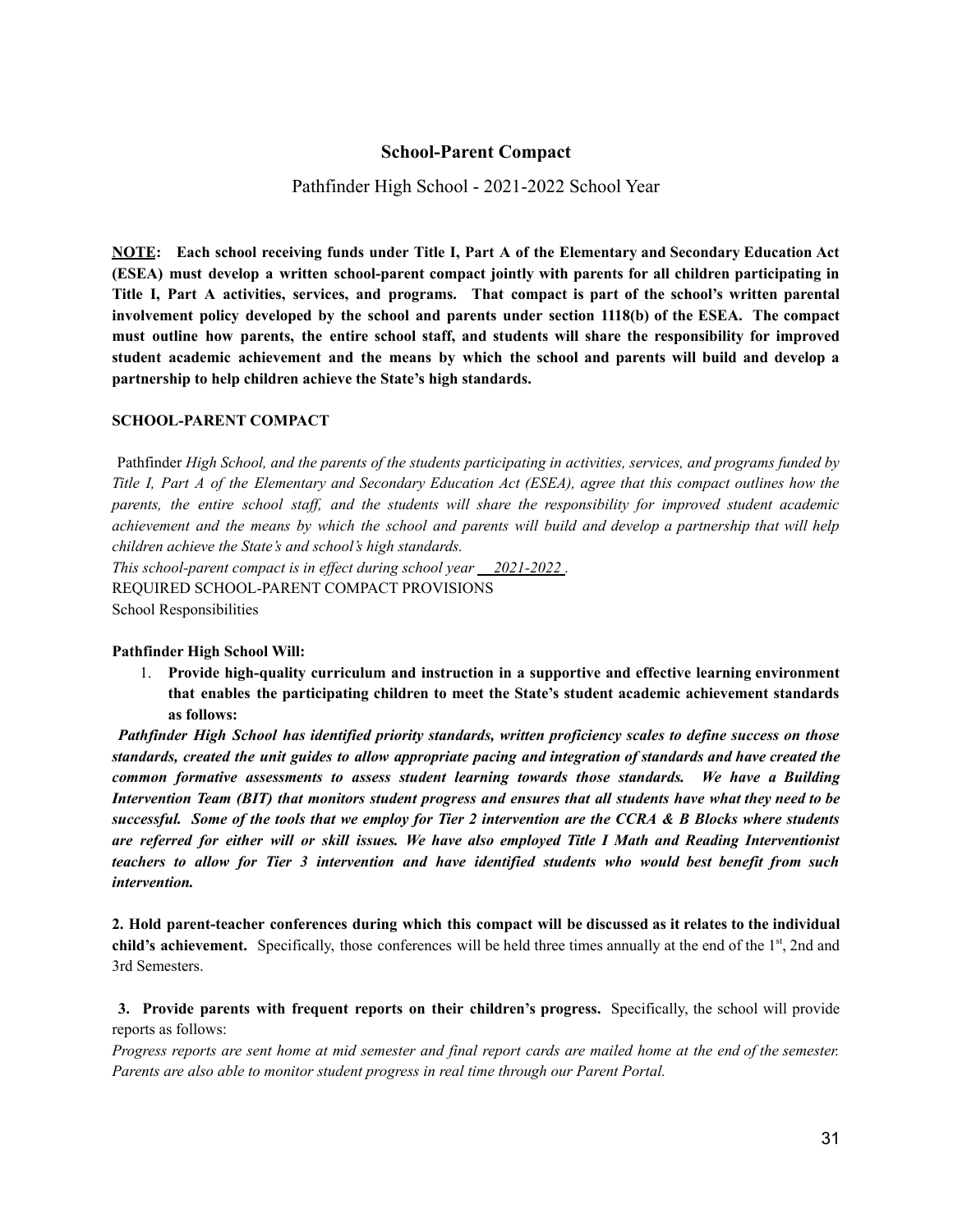## School-Parent Compact

Pathfinder High School - 2021-2022 School Year

**<u>NOTE</u>: Each school receiving funds under Title I, Part A of the Elementary and Secondary Education Act (ESEA) must develop a written school-parent compact jointly with parents for all children participating in Title I, Part A activities, services, and programs. That compact is part of the school's written parental involvement policy developed by the school and parents under section 1118(b) of the ESEA. The compact must outline how parents, the entire school staff, and students will share the responsibility for improved student academic achievement and the means by which the school and parents will build and develop a partnership to help children achieve the State's high standards.**

**SCHOOL-PARENT COMPACT**

Pathfinder *High School, and the parents of the students participating in activities, services, and programs funded by Title I, Part A of the Elementary and Secondary Education Act (ESEA), agree that this compact outlines how the parents, the entire school staff, and the students will share the responsibility for improved student academic achievement and the means by which the school and parents will build and develop a partnership that will help children achieve the State's and school's high standards.*

*This school-parent compact is in effect during school year <u>2021-2022</u>.*

REQUIRED SCHOOL-PARENT COMPACT PROVISIONS

School Responsibilities

**Pathfinder High School Will:**

1. **Provide high-quality curriculum and instruction in a supportive and effective learning environment that enables the participating children to meet the State's student academic achievement standards as follows:**

***Pathfinder High School has identified priority standards, written proficiency scales to define success on those standards, created the unit guides to allow appropriate pacing and integration of standards and have created the common formative assessments to assess student learning towards those standards. We have a Building Intervention Team (BIT) that monitors student progress and ensures that all students have what they need to be successful. Some of the tools that we employ for Tier 2 intervention are the CCRA & B Blocks where students are referred for either will or skill issues. We have also employed Title I Math and Reading Interventionist teachers to allow for Tier 3 intervention and have identified students who would best benefit from such intervention.***

**2. Hold parent-teacher conferences during which this compact will be discussed as it relates to the individual child's achievement.** Specifically, those conferences will be held three times annually at the end of the 1st, 2nd and 3rd Semesters.

**3. Provide parents with frequent reports on their children's progress.** Specifically, the school will provide reports as follows:

*Progress reports are sent home at mid semester and final report cards are mailed home at the end of the semester. Parents are also able to monitor student progress in real time through our Parent Portal.*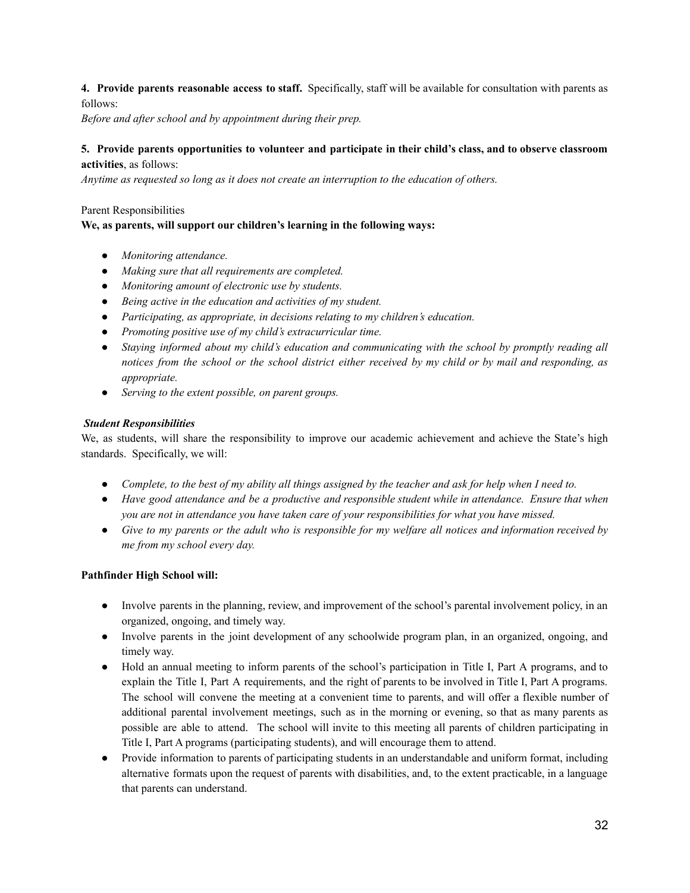**4. Provide parents reasonable access to staff.** Specifically, staff will be available for consultation with parents as follows:

*Before and after school and by appointment during their prep.*

**5. Provide parents opportunities to volunteer and participate in their child's class, and to observe classroom activities**, as follows:

*Anytime as requested so long as it does not create an interruption to the education of others.*

Parent Responsibilities

**We, as parents, will support our children's learning in the following ways:**

- *Monitoring attendance.*
- *Making sure that all requirements are completed.*
- *Monitoring amount of electronic use by students.*
- *Being active in the education and activities of my student.*
- *Participating, as appropriate, in decisions relating to my children's education.*
- *Promoting positive use of my child's extracurricular time.*
- *Staying informed about my child's education and communicating with the school by promptly reading all notices from the school or the school district either received by my child or by mail and responding, as appropriate.*
- *Serving to the extent possible, on parent groups.*

***Student Responsibilities***

We, as students, will share the responsibility to improve our academic achievement and achieve the State's high standards. Specifically, we will:

- *Complete, to the best of my ability all things assigned by the teacher and ask for help when I need to.*
- *Have good attendance and be a productive and responsible student while in attendance. Ensure that when you are not in attendance you have taken care of your responsibilities for what you have missed.*
- *Give to my parents or the adult who is responsible for my welfare all notices and information received by me from my school every day.*

**Pathfinder High School will:**

- Involve parents in the planning, review, and improvement of the school's parental involvement policy, in an organized, ongoing, and timely way.
- Involve parents in the joint development of any schoolwide program plan, in an organized, ongoing, and timely way.
- Hold an annual meeting to inform parents of the school's participation in Title I, Part A programs, and to explain the Title I, Part A requirements, and the right of parents to be involved in Title I, Part A programs. The school will convene the meeting at a convenient time to parents, and will offer a flexible number of additional parental involvement meetings, such as in the morning or evening, so that as many parents as possible are able to attend. The school will invite to this meeting all parents of children participating in Title I, Part A programs (participating students), and will encourage them to attend.
- Provide information to parents of participating students in an understandable and uniform format, including alternative formats upon the request of parents with disabilities, and, to the extent practicable, in a language that parents can understand.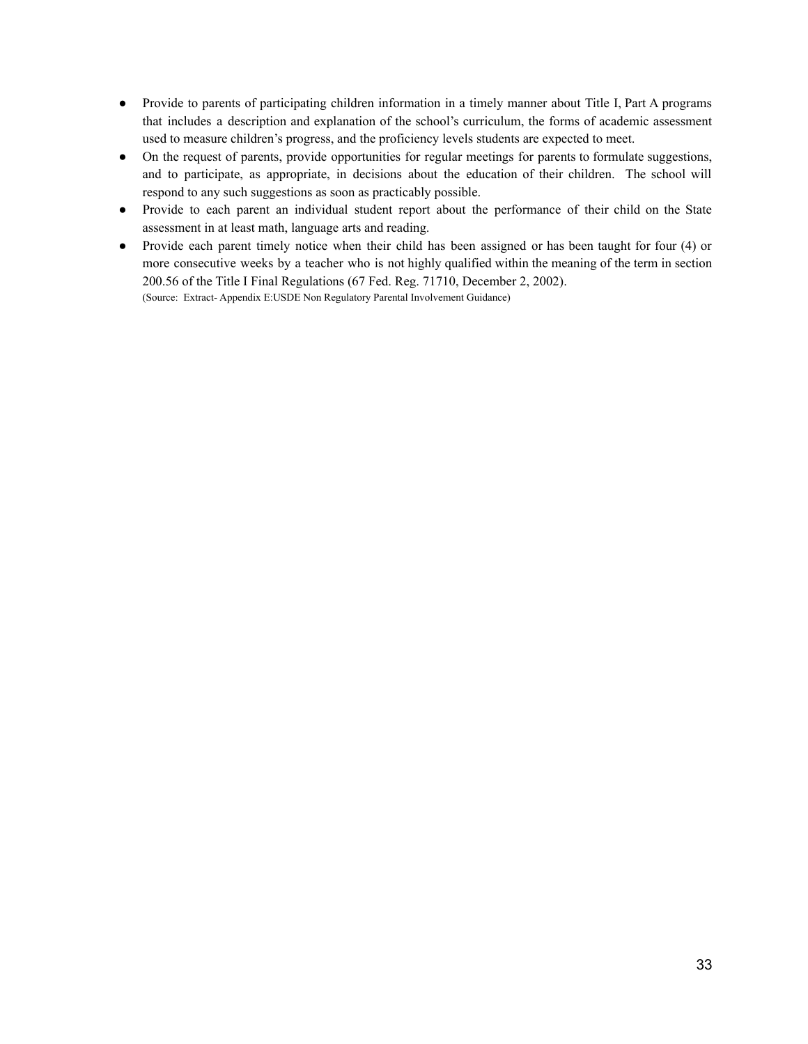- Provide to parents of participating children information in a timely manner about Title I, Part A programs that includes a description and explanation of the school's curriculum, the forms of academic assessment used to measure children's progress, and the proficiency levels students are expected to meet.
- On the request of parents, provide opportunities for regular meetings for parents to formulate suggestions, and to participate, as appropriate, in decisions about the education of their children. The school will respond to any such suggestions as soon as practicably possible.
- Provide to each parent an individual student report about the performance of their child on the State assessment in at least math, language arts and reading.
- Provide each parent timely notice when their child has been assigned or has been taught for four (4) or more consecutive weeks by a teacher who is not highly qualified within the meaning of the term in section 200.56 of the Title I Final Regulations (67 Fed. Reg. 71710, December 2, 2002).
  (Source: Extract- Appendix E:USDE Non Regulatory Parental Involvement Guidance)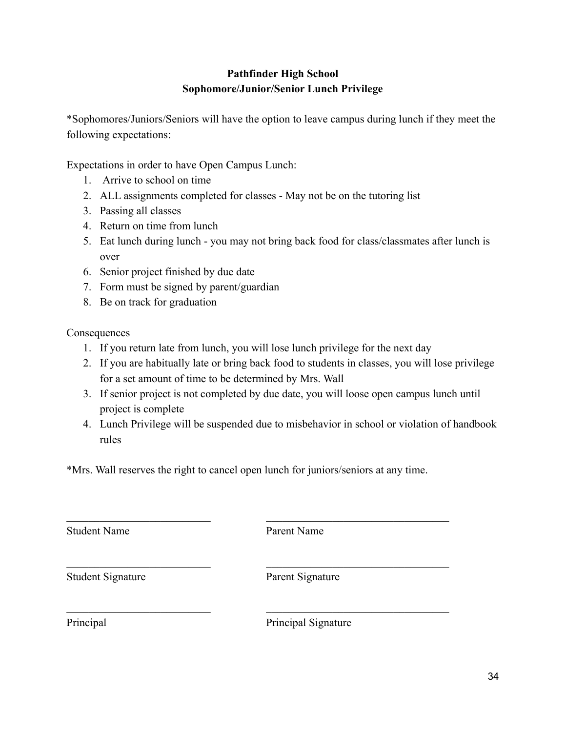**Pathfinder High School**
**Sophomore/Junior/Senior Lunch Privilege**

*Sophomores/Juniors/Seniors will have the option to leave campus during lunch if they meet the following expectations:

Expectations in order to have Open Campus Lunch:

1. Arrive to school on time
2. ALL assignments completed for classes - May not be on the tutoring list
3. Passing all classes
4. Return on time from lunch
5. Eat lunch during lunch - you may not bring back food for class/classmates after lunch is over
6. Senior project finished by due date
7. Form must be signed by parent/guardian
8. Be on track for graduation

Consequences

1. If you return late from lunch, you will lose lunch privilege for the next day
2. If you are habitually late or bring back food to students in classes, you will lose privilege for a set amount of time to be determined by Mrs. Wall
3. If senior project is not completed by due date, you will loose open campus lunch until project is complete
4. Lunch Privilege will be suspended due to misbehavior in school or violation of handbook rules

*Mrs. Wall reserves the right to cancel open lunch for juniors/seniors at any time.

| | |
|---|---|
| ___________________________ | ___________________________ |
| Student Name | Parent Name |
| ___________________________ | ___________________________ |
| Student Signature | Parent Signature |
| ___________________________ | ___________________________ |
| Principal | Principal Signature |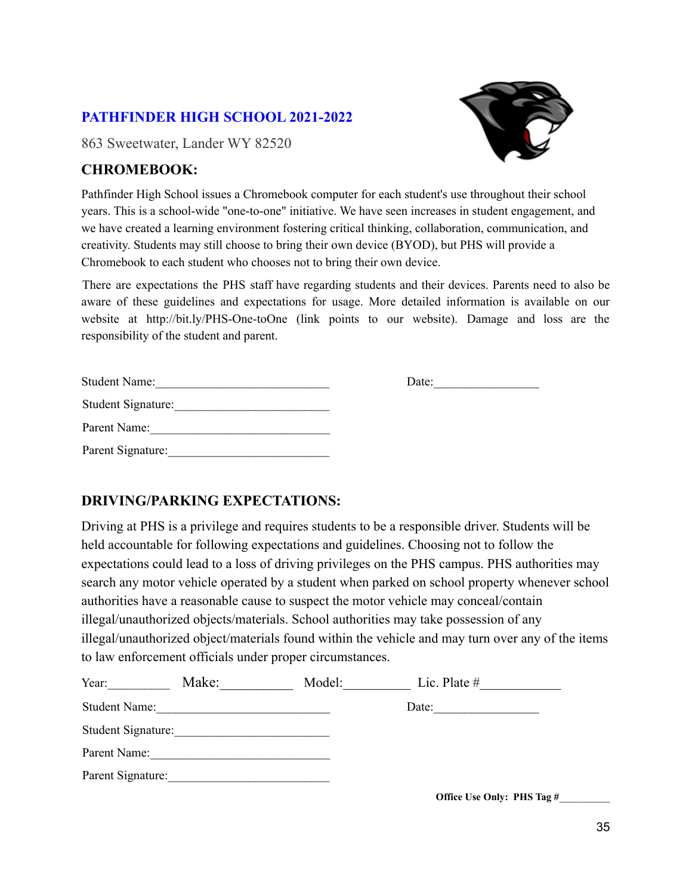## PATHFINDER HIGH SCHOOL 2021-2022

863 Sweetwater, Lander WY 82520

### CHROMEBOOK:

Pathfinder High School issues a Chromebook computer for each student's use throughout their school years. This is a school-wide "one-to-one" initiative. We have seen increases in student engagement, and we have created a learning environment fostering critical thinking, collaboration, communication, and creativity. Students may still choose to bring their own device (BYOD), but PHS will provide a Chromebook to each student who chooses not to bring their own device.

There are expectations the PHS staff have regarding students and their devices. Parents need to also be aware of these guidelines and expectations for usage. More detailed information is available on our website at http://bit.ly/PHS-One-toOne (link points to our website). Damage and loss are the responsibility of the student and parent.

Student Name:____________________________ Date:_________________

Student Signature:_________________________

Parent Name:_____________________________

Parent Signature:__________________________

### DRIVING/PARKING EXPECTATIONS:

Driving at PHS is a privilege and requires students to be a responsible driver. Students will be held accountable for following expectations and guidelines. Choosing not to follow the expectations could lead to a loss of driving privileges on the PHS campus. PHS authorities may search any motor vehicle operated by a student when parked on school property whenever school authorities have a reasonable cause to suspect the motor vehicle may conceal/contain illegal/unauthorized objects/materials. School authorities may take possession of any illegal/unauthorized object/materials found within the vehicle and may turn over any of the items to law enforcement officials under proper circumstances.

Year:_________ Make:__________ Model:__________ Lic. Plate #____________

Student Name:____________________________ Date:_________________

Student Signature:_________________________

Parent Name:_____________________________

Parent Signature:__________________________

**Office Use Only: PHS Tag #**_________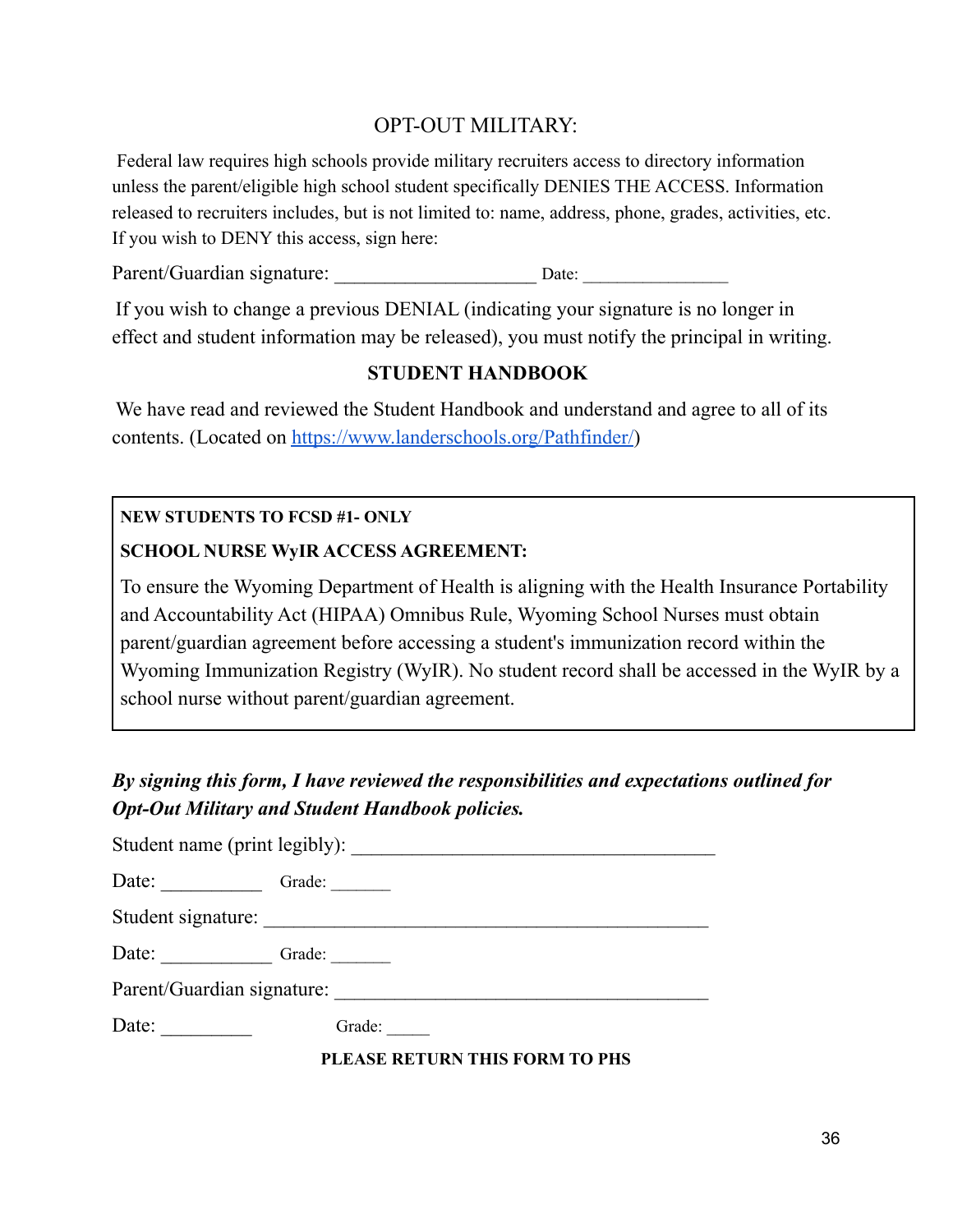## OPT-OUT MILITARY:

Federal law requires high schools provide military recruiters access to directory information unless the parent/eligible high school student specifically DENIES THE ACCESS. Information released to recruiters includes, but is not limited to: name, address, phone, grades, activities, etc. If you wish to DENY this access, sign here:

Parent/Guardian signature: ____________________ Date: ________________

If you wish to change a previous DENIAL (indicating your signature is no longer in effect and student information may be released), you must notify the principal in writing.

## STUDENT HANDBOOK

We have read and reviewed the Student Handbook and understand and agree to all of its contents. (Located on [https://www.landerschools.org/Pathfinder/](https://www.landerschools.org/Pathfinder/))

**NEW STUDENTS TO FCSD #1- ONLY**

**SCHOOL NURSE WyIR ACCESS AGREEMENT:**

To ensure the Wyoming Department of Health is aligning with the Health Insurance Portability and Accountability Act (HIPAA) Omnibus Rule, Wyoming School Nurses must obtain parent/guardian agreement before accessing a student's immunization record within the Wyoming Immunization Registry (WyIR). No student record shall be accessed in the WyIR by a school nurse without parent/guardian agreement.

***By signing this form, I have reviewed the responsibilities and expectations outlined for Opt-Out Military and Student Handbook policies.***

Student name (print legibly): ____________________________________

Date: __________ Grade: _______

Student signature: _____________________________________________

Date: ___________ Grade: _______

Parent/Guardian signature: ______________________________________

Date: _________ Grade: _____

**PLEASE RETURN THIS FORM TO PHS**